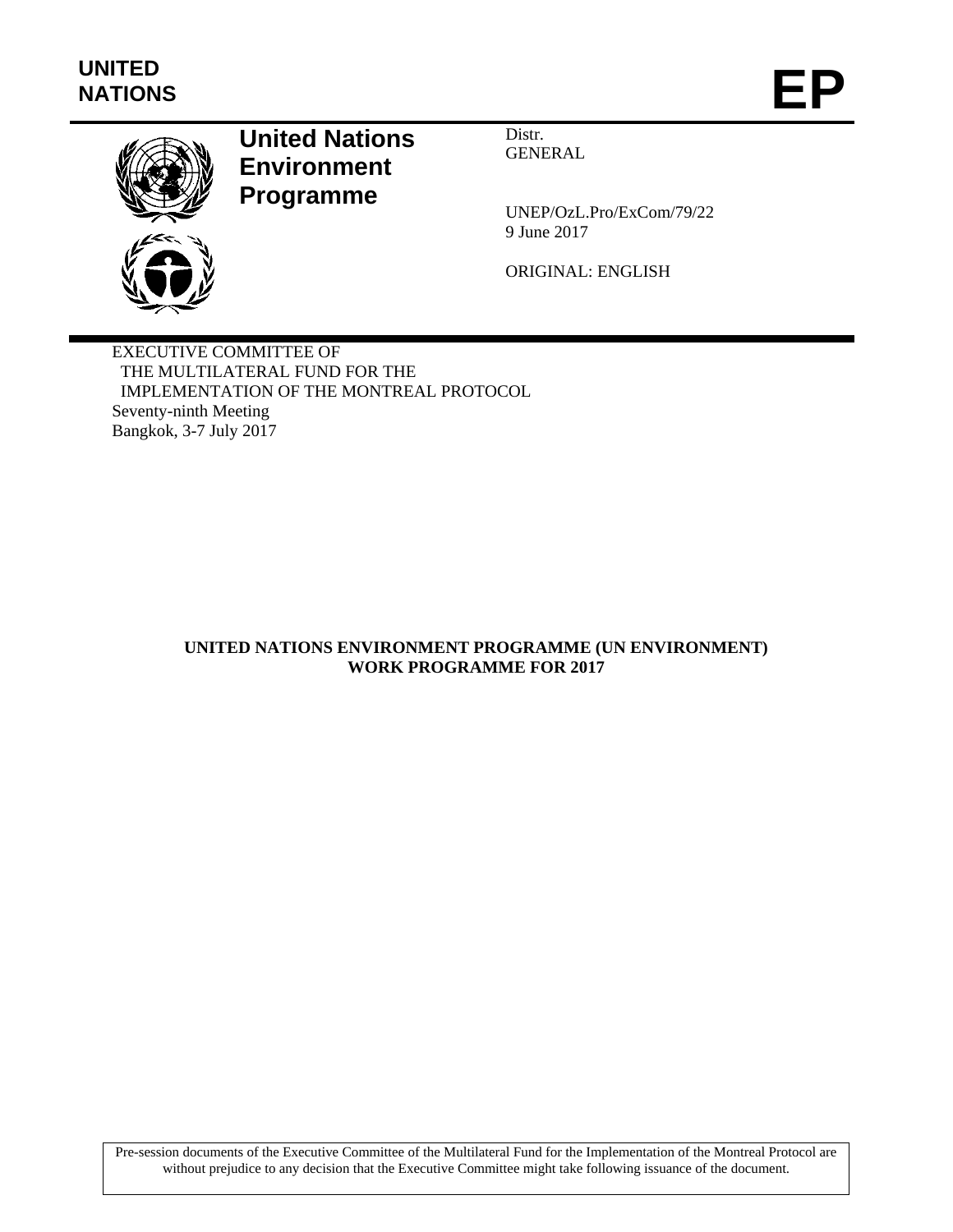UNITED NATIONS

# EP

**United Nations Environment Programme**

Distr.
GENERAL

UNEP/OzL.Pro/ExCom/79/22
9 June 2017

ORIGINAL: ENGLISH

EXECUTIVE COMMITTEE OF
THE MULTILATERAL FUND FOR THE
IMPLEMENTATION OF THE MONTREAL PROTOCOL
Seventy-ninth Meeting
Bangkok, 3-7 July 2017

## UNITED NATIONS ENVIRONMENT PROGRAMME (UN ENVIRONMENT) WORK PROGRAMME FOR 2017

Pre-session documents of the Executive Committee of the Multilateral Fund for the Implementation of the Montreal Protocol are without prejudice to any decision that the Executive Committee might take following issuance of the document.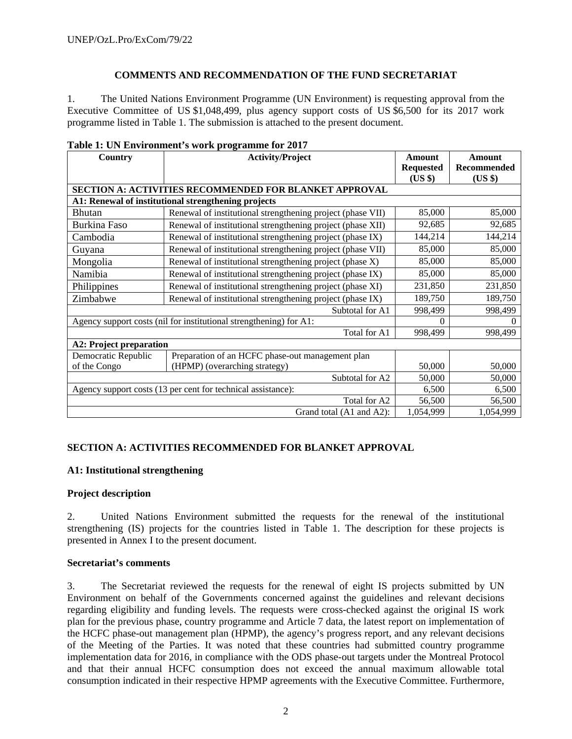## COMMENTS AND RECOMMENDATION OF THE FUND SECRETARIAT

1. The United Nations Environment Programme (UN Environment) is requesting approval from the Executive Committee of US $1,048,499, plus agency support costs of US $6,500 for its 2017 work programme listed in Table 1. The submission is attached to the present document.

**Table 1: UN Environment's work programme for 2017**

| Country | Activity/Project | Amount Requested (US $) | Amount Recommended (US $) |
|---|---|---|---|
| **SECTION A: ACTIVITIES RECOMMENDED FOR BLANKET APPROVAL** | | | |
| **A1: Renewal of institutional strengthening projects** | | | |
| Bhutan | Renewal of institutional strengthening project (phase VII) | 85,000 | 85,000 |
| Burkina Faso | Renewal of institutional strengthening project (phase XII) | 92,685 | 92,685 |
| Cambodia | Renewal of institutional strengthening project (phase IX) | 144,214 | 144,214 |
| Guyana | Renewal of institutional strengthening project (phase VII) | 85,000 | 85,000 |
| Mongolia | Renewal of institutional strengthening project (phase X) | 85,000 | 85,000 |
| Namibia | Renewal of institutional strengthening project (phase IX) | 85,000 | 85,000 |
| Philippines | Renewal of institutional strengthening project (phase XI) | 231,850 | 231,850 |
| Zimbabwe | Renewal of institutional strengthening project (phase IX) | 189,750 | 189,750 |
| | Subtotal for A1 | 998,499 | 998,499 |
| Agency support costs (nil for institutional strengthening) for A1: | | 0 | 0 |
| | Total for A1 | 998,499 | 998,499 |
| **A2: Project preparation** | | | |
| Democratic Republic of the Congo | Preparation of an HCFC phase-out management plan (HPMP) (overarching strategy) | 50,000 | 50,000 |
| | Subtotal for A2 | 50,000 | 50,000 |
| Agency support costs (13 per cent for technical assistance): | | 6,500 | 6,500 |
| | Total for A2 | 56,500 | 56,500 |
| | Grand total (A1 and A2): | 1,054,999 | 1,054,999 |

## SECTION A: ACTIVITIES RECOMMENDED FOR BLANKET APPROVAL

### A1: Institutional strengthening

### Project description

2. United Nations Environment submitted the requests for the renewal of the institutional strengthening (IS) projects for the countries listed in Table 1. The description for these projects is presented in Annex I to the present document.

### Secretariat's comments

3. The Secretariat reviewed the requests for the renewal of eight IS projects submitted by UN Environment on behalf of the Governments concerned against the guidelines and relevant decisions regarding eligibility and funding levels. The requests were cross-checked against the original IS work plan for the previous phase, country programme and Article 7 data, the latest report on implementation of the HCFC phase-out management plan (HPMP), the agency's progress report, and any relevant decisions of the Meeting of the Parties. It was noted that these countries had submitted country programme implementation data for 2016, in compliance with the ODS phase-out targets under the Montreal Protocol and that their annual HCFC consumption does not exceed the annual maximum allowable total consumption indicated in their respective HPMP agreements with the Executive Committee. Furthermore,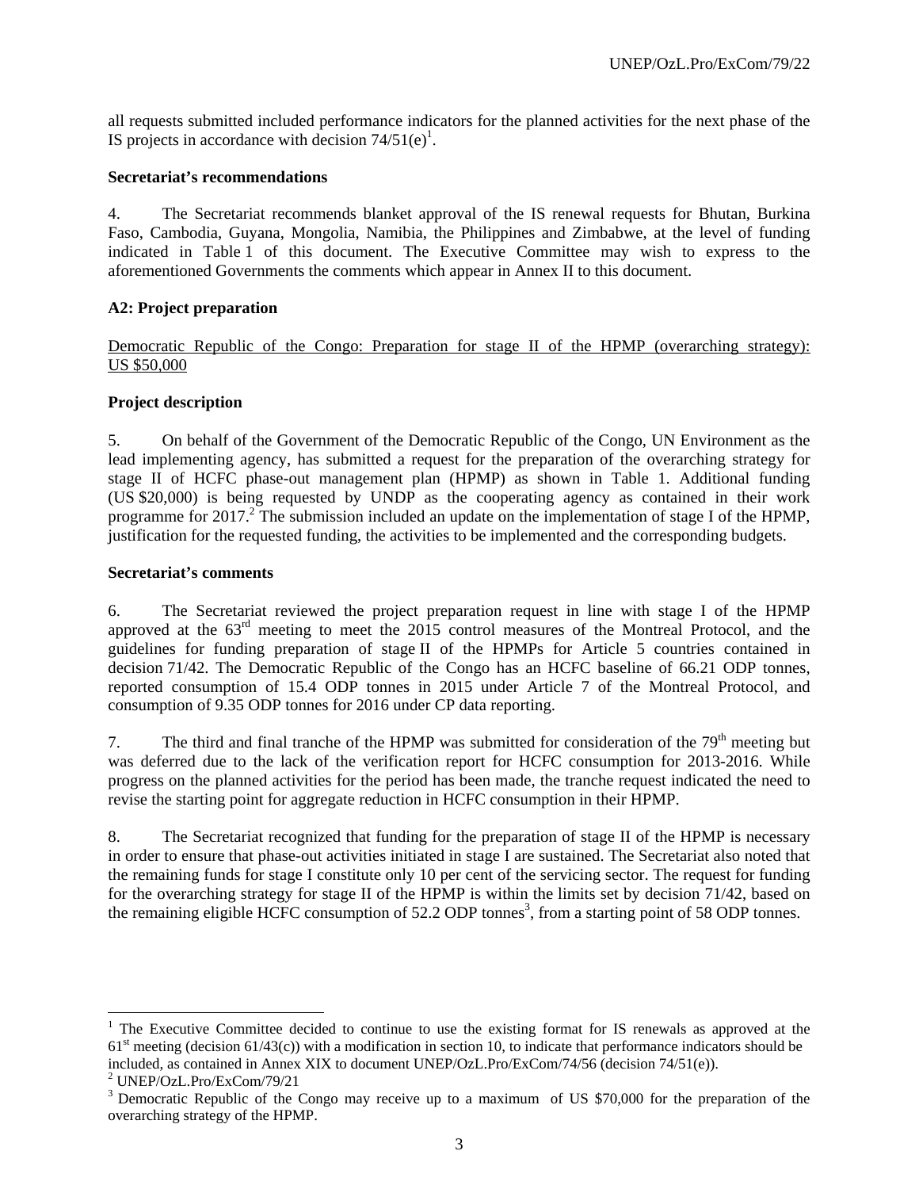all requests submitted included performance indicators for the planned activities for the next phase of the IS projects in accordance with decision 74/51(e)[1].

**Secretariat's recommendations**

4. The Secretariat recommends blanket approval of the IS renewal requests for Bhutan, Burkina Faso, Cambodia, Guyana, Mongolia, Namibia, the Philippines and Zimbabwe, at the level of funding indicated in Table 1 of this document. The Executive Committee may wish to express to the aforementioned Governments the comments which appear in Annex II to this document.

**A2: Project preparation**

Democratic Republic of the Congo: Preparation for stage II of the HPMP (overarching strategy): US $50,000

**Project description**

5. On behalf of the Government of the Democratic Republic of the Congo, UN Environment as the lead implementing agency, has submitted a request for the preparation of the overarching strategy for stage II of HCFC phase-out management plan (HPMP) as shown in Table 1. Additional funding (US $20,000) is being requested by UNDP as the cooperating agency as contained in their work programme for 2017.[2] The submission included an update on the implementation of stage I of the HPMP, justification for the requested funding, the activities to be implemented and the corresponding budgets.

**Secretariat's comments**

6. The Secretariat reviewed the project preparation request in line with stage I of the HPMP approved at the 63rd meeting to meet the 2015 control measures of the Montreal Protocol, and the guidelines for funding preparation of stage II of the HPMPs for Article 5 countries contained in decision 71/42. The Democratic Republic of the Congo has an HCFC baseline of 66.21 ODP tonnes, reported consumption of 15.4 ODP tonnes in 2015 under Article 7 of the Montreal Protocol, and consumption of 9.35 ODP tonnes for 2016 under CP data reporting.

7. The third and final tranche of the HPMP was submitted for consideration of the 79th meeting but was deferred due to the lack of the verification report for HCFC consumption for 2013-2016. While progress on the planned activities for the period has been made, the tranche request indicated the need to revise the starting point for aggregate reduction in HCFC consumption in their HPMP.

8. The Secretariat recognized that funding for the preparation of stage II of the HPMP is necessary in order to ensure that phase-out activities initiated in stage I are sustained. The Secretariat also noted that the remaining funds for stage I constitute only 10 per cent of the servicing sector. The request for funding for the overarching strategy for stage II of the HPMP is within the limits set by decision 71/42, based on the remaining eligible HCFC consumption of 52.2 ODP tonnes[3], from a starting point of 58 ODP tonnes.

---

[1] The Executive Committee decided to continue to use the existing format for IS renewals as approved at the 61st meeting (decision 61/43(c)) with a modification in section 10, to indicate that performance indicators should be included, as contained in Annex XIX to document UNEP/OzL.Pro/ExCom/74/56 (decision 74/51(e)).

[2] UNEP/OzL.Pro/ExCom/79/21

[3] Democratic Republic of the Congo may receive up to a maximum of US $70,000 for the preparation of the overarching strategy of the HPMP.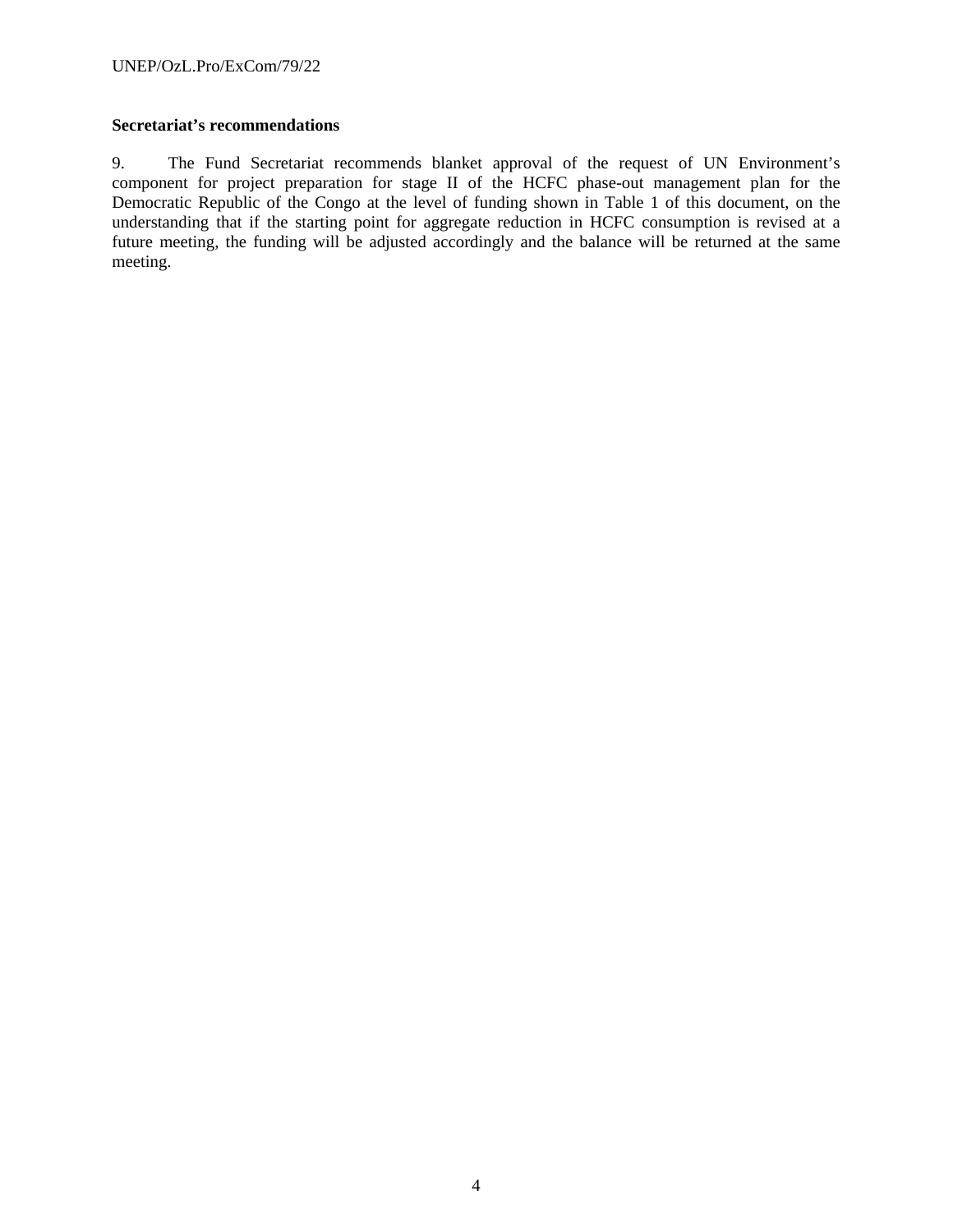**Secretariat's recommendations**

9. The Fund Secretariat recommends blanket approval of the request of UN Environment's component for project preparation for stage II of the HCFC phase-out management plan for the Democratic Republic of the Congo at the level of funding shown in Table 1 of this document, on the understanding that if the starting point for aggregate reduction in HCFC consumption is revised at a future meeting, the funding will be adjusted accordingly and the balance will be returned at the same meeting.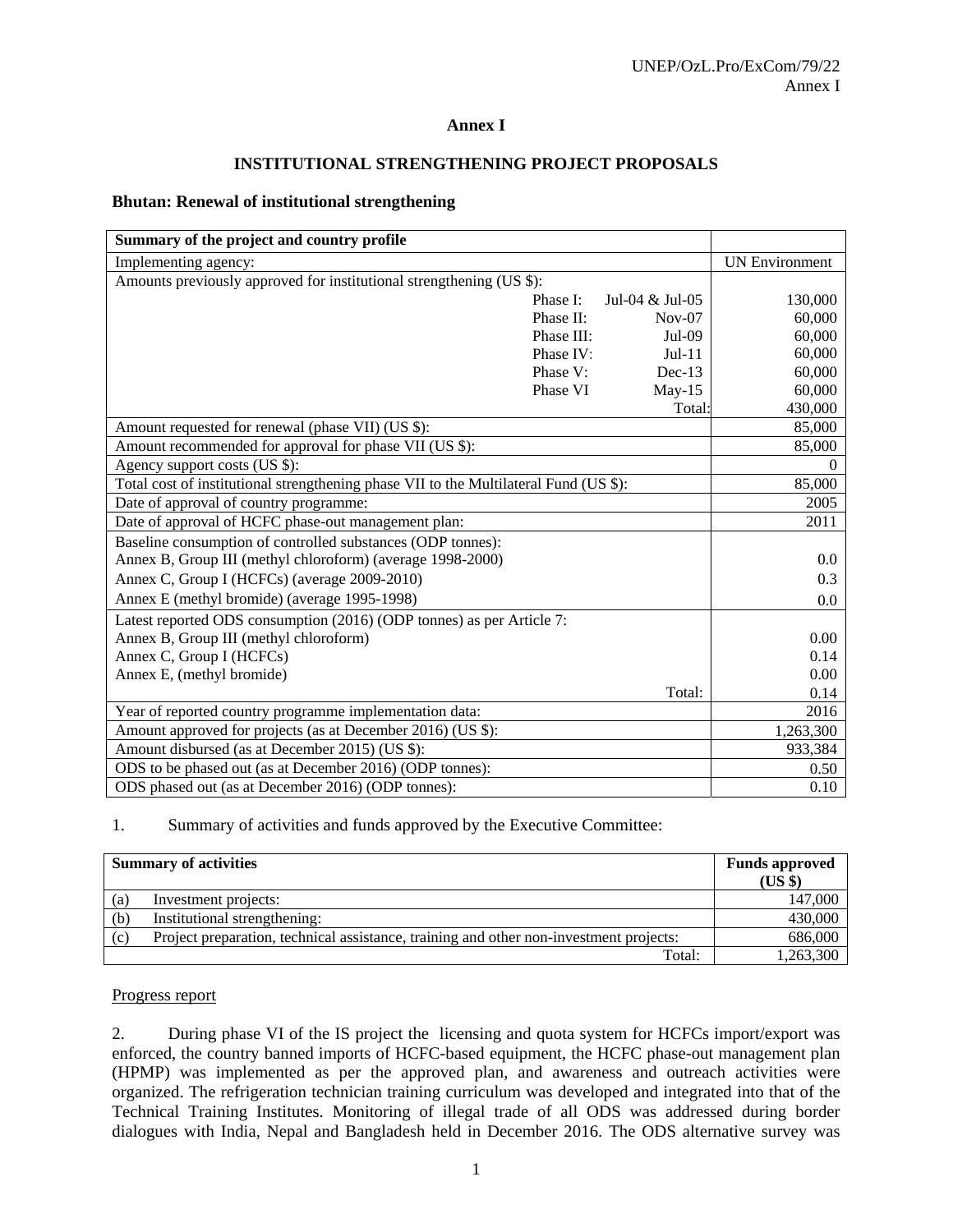# Annex I

## INSTITUTIONAL STRENGTHENING PROJECT PROPOSALS

### Bhutan: Renewal of institutional strengthening

| Summary of the project and country profile | | | |
|---|---|---|---|
| Implementing agency: | | | UN Environment |
| Amounts previously approved for institutional strengthening (US $): | | | |
| | Phase I: | Jul-04 & Jul-05 | 130,000 |
| | Phase II: | Nov-07 | 60,000 |
| | Phase III: | Jul-09 | 60,000 |
| | Phase IV: | Jul-11 | 60,000 |
| | Phase V: | Dec-13 | 60,000 |
| | Phase VI | May-15 | 60,000 |
| | | Total: | 430,000 |
| Amount requested for renewal (phase VII) (US $): | | | 85,000 |
| Amount recommended for approval for phase VII (US $): | | | 85,000 |
| Agency support costs (US $): | | | 0 |
| Total cost of institutional strengthening phase VII to the Multilateral Fund (US $): | | | 85,000 |
| Date of approval of country programme: | | | 2005 |
| Date of approval of HCFC phase-out management plan: | | | 2011 |
| Baseline consumption of controlled substances (ODP tonnes): | | | |
| Annex B, Group III (methyl chloroform) (average 1998-2000) | | | 0.0 |
| Annex C, Group I (HCFCs) (average 2009-2010) | | | 0.3 |
| Annex E (methyl bromide) (average 1995-1998) | | | 0.0 |
| Latest reported ODS consumption (2016) (ODP tonnes) as per Article 7: | | | |
| Annex B, Group III (methyl chloroform) | | | 0.00 |
| Annex C, Group I (HCFCs) | | | 0.14 |
| Annex E, (methyl bromide) | | | 0.00 |
| | | Total: | 0.14 |
| Year of reported country programme implementation data: | | | 2016 |
| Amount approved for projects (as at December 2016) (US $): | | | 1,263,300 |
| Amount disbursed (as at December 2015) (US $): | | | 933,384 |
| ODS to be phased out (as at December 2016) (ODP tonnes): | | | 0.50 |
| ODS phased out (as at December 2016) (ODP tonnes): | | | 0.10 |

1. Summary of activities and funds approved by the Executive Committee:

| Summary of activities | | Funds approved (US $) |
|---|---|---|
| (a) | Investment projects: | 147,000 |
| (b) | Institutional strengthening: | 430,000 |
| (c) | Project preparation, technical assistance, training and other non-investment projects: | 686,000 |
| | Total: | 1,263,300 |

Progress report

2. During phase VI of the IS project the licensing and quota system for HCFCs import/export was enforced, the country banned imports of HCFC-based equipment, the HCFC phase-out management plan (HPMP) was implemented as per the approved plan, and awareness and outreach activities were organized. The refrigeration technician training curriculum was developed and integrated into that of the Technical Training Institutes. Monitoring of illegal trade of all ODS was addressed during border dialogues with India, Nepal and Bangladesh held in December 2016. The ODS alternative survey was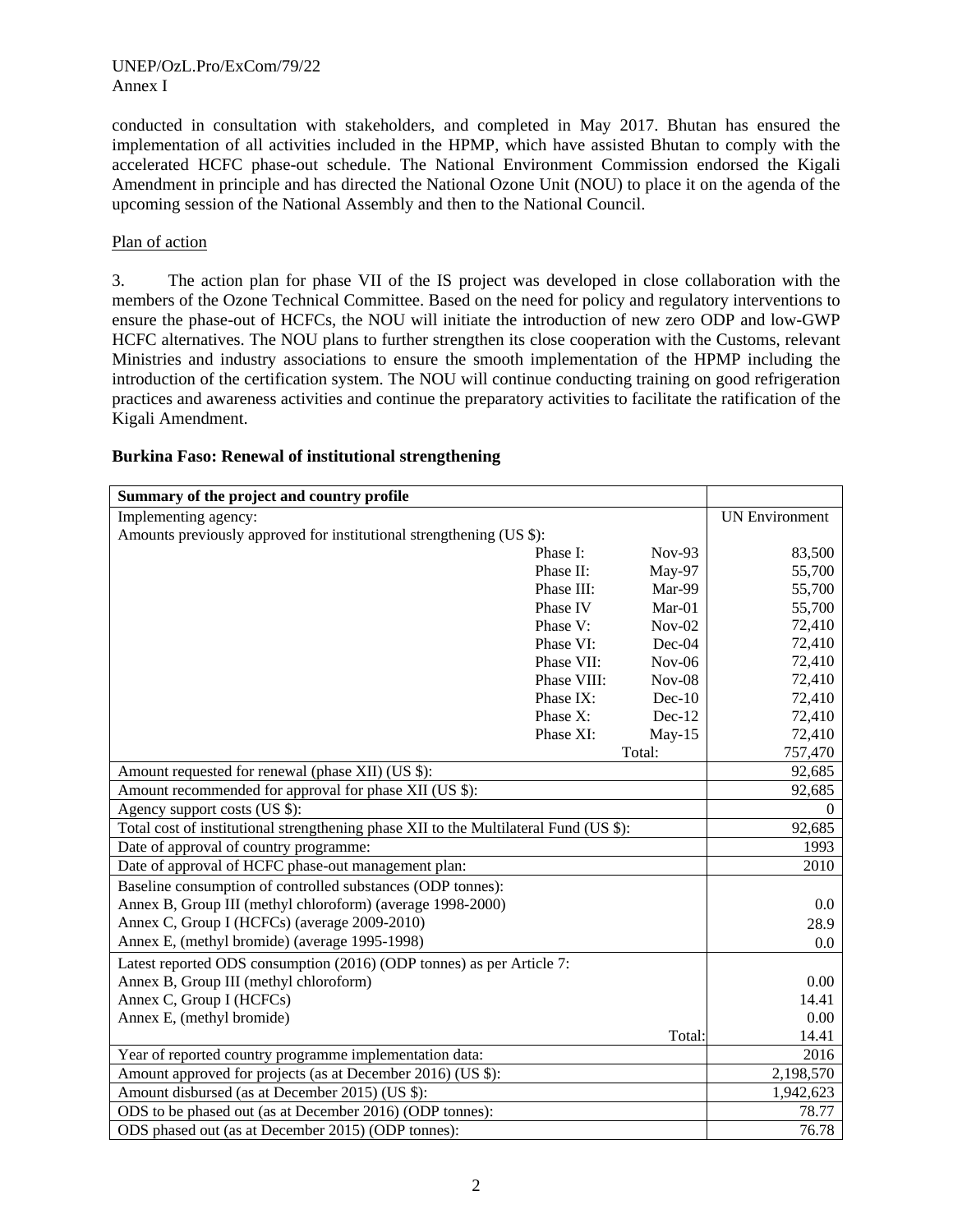conducted in consultation with stakeholders, and completed in May 2017. Bhutan has ensured the implementation of all activities included in the HPMP, which have assisted Bhutan to comply with the accelerated HCFC phase-out schedule. The National Environment Commission endorsed the Kigali Amendment in principle and has directed the National Ozone Unit (NOU) to place it on the agenda of the upcoming session of the National Assembly and then to the National Council.

Plan of action

3. The action plan for phase VII of the IS project was developed in close collaboration with the members of the Ozone Technical Committee. Based on the need for policy and regulatory interventions to ensure the phase-out of HCFCs, the NOU will initiate the introduction of new zero ODP and low-GWP HCFC alternatives. The NOU plans to further strengthen its close cooperation with the Customs, relevant Ministries and industry associations to ensure the smooth implementation of the HPMP including the introduction of the certification system. The NOU will continue conducting training on good refrigeration practices and awareness activities and continue the preparatory activities to facilitate the ratification of the Kigali Amendment.

**Burkina Faso: Renewal of institutional strengthening**

| Summary of the project and country profile | | | |
|---|---|---|---|
| Implementing agency: | | | UN Environment |
| Amounts previously approved for institutional strengthening (US $): | | | |
| | Phase I: | Nov-93 | 83,500 |
| | Phase II: | May-97 | 55,700 |
| | Phase III: | Mar-99 | 55,700 |
| | Phase IV | Mar-01 | 55,700 |
| | Phase V: | Nov-02 | 72,410 |
| | Phase VI: | Dec-04 | 72,410 |
| | Phase VII: | Nov-06 | 72,410 |
| | Phase VIII: | Nov-08 | 72,410 |
| | Phase IX: | Dec-10 | 72,410 |
| | Phase X: | Dec-12 | 72,410 |
| | Phase XI: | May-15 | 72,410 |
| | | Total: | 757,470 |
| Amount requested for renewal (phase XII) (US $): | | | 92,685 |
| Amount recommended for approval for phase XII (US $): | | | 92,685 |
| Agency support costs (US $): | | | 0 |
| Total cost of institutional strengthening phase XII to the Multilateral Fund (US $): | | | 92,685 |
| Date of approval of country programme: | | | 1993 |
| Date of approval of HCFC phase-out management plan: | | | 2010 |
| Baseline consumption of controlled substances (ODP tonnes): | | | |
| Annex B, Group III (methyl chloroform) (average 1998-2000) | | | 0.0 |
| Annex C, Group I (HCFCs) (average 2009-2010) | | | 28.9 |
| Annex E, (methyl bromide) (average 1995-1998) | | | 0.0 |
| Latest reported ODS consumption (2016) (ODP tonnes) as per Article 7: | | | |
| Annex B, Group III (methyl chloroform) | | | 0.00 |
| Annex C, Group I (HCFCs) | | | 14.41 |
| Annex E, (methyl bromide) | | | 0.00 |
| | | Total: | 14.41 |
| Year of reported country programme implementation data: | | | 2016 |
| Amount approved for projects (as at December 2016) (US $): | | | 2,198,570 |
| Amount disbursed (as at December 2015) (US $): | | | 1,942,623 |
| ODS to be phased out (as at December 2016) (ODP tonnes): | | | 78.77 |
| ODS phased out (as at December 2015) (ODP tonnes): | | | 76.78 |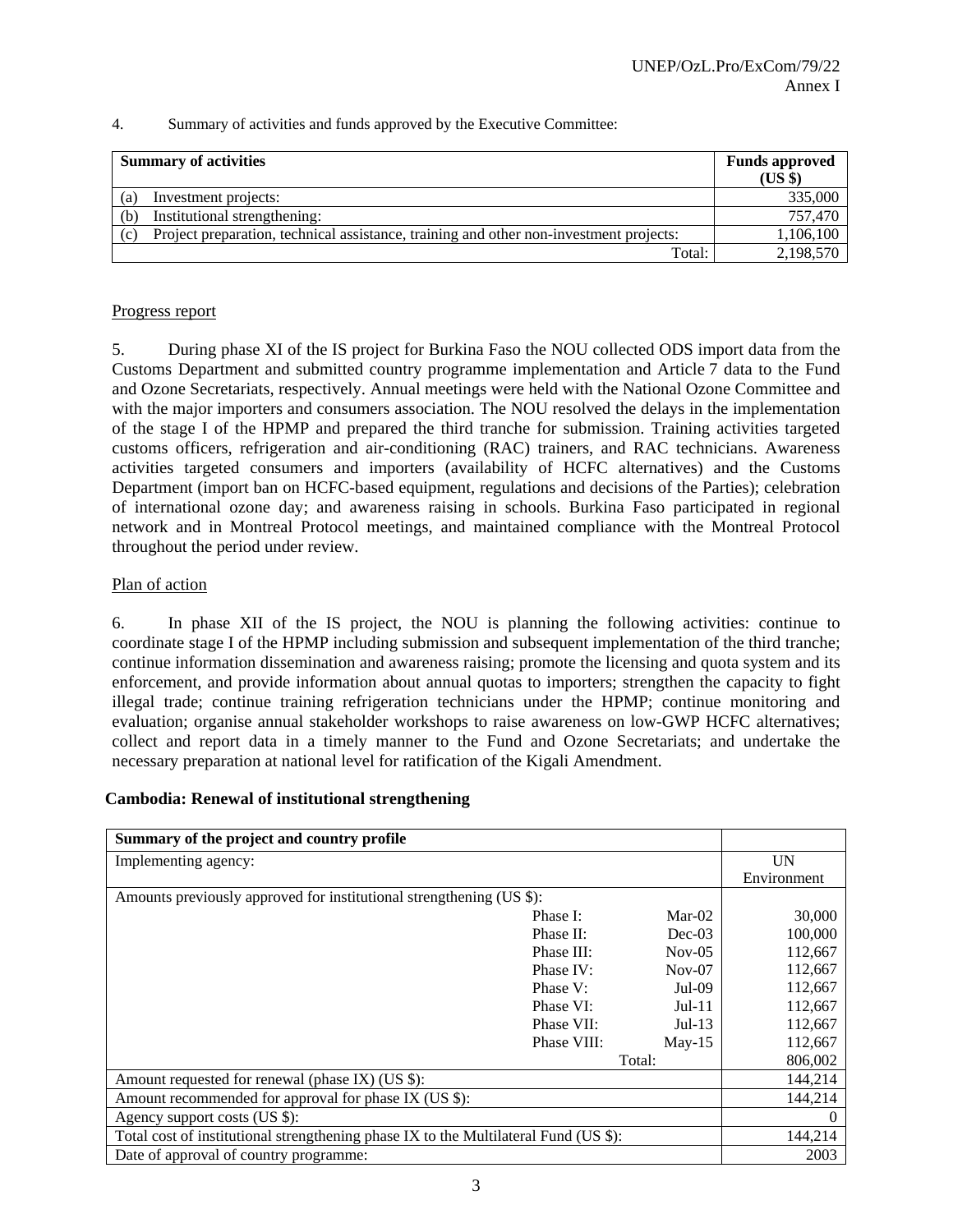4. Summary of activities and funds approved by the Executive Committee:

| Summary of activities | Funds approved (US $) |
|---|---|
| (a) Investment projects: | 335,000 |
| (b) Institutional strengthening: | 757,470 |
| (c) Project preparation, technical assistance, training and other non-investment projects: | 1,106,100 |
| Total: | 2,198,570 |

Progress report

5. During phase XI of the IS project for Burkina Faso the NOU collected ODS import data from the Customs Department and submitted country programme implementation and Article 7 data to the Fund and Ozone Secretariats, respectively. Annual meetings were held with the National Ozone Committee and with the major importers and consumers association. The NOU resolved the delays in the implementation of the stage I of the HPMP and prepared the third tranche for submission. Training activities targeted customs officers, refrigeration and air-conditioning (RAC) trainers, and RAC technicians. Awareness activities targeted consumers and importers (availability of HCFC alternatives) and the Customs Department (import ban on HCFC-based equipment, regulations and decisions of the Parties); celebration of international ozone day; and awareness raising in schools. Burkina Faso participated in regional network and in Montreal Protocol meetings, and maintained compliance with the Montreal Protocol throughout the period under review.

Plan of action

6. In phase XII of the IS project, the NOU is planning the following activities: continue to coordinate stage I of the HPMP including submission and subsequent implementation of the third tranche; continue information dissemination and awareness raising; promote the licensing and quota system and its enforcement, and provide information about annual quotas to importers; strengthen the capacity to fight illegal trade; continue training refrigeration technicians under the HPMP; continue monitoring and evaluation; organise annual stakeholder workshops to raise awareness on low-GWP HCFC alternatives; collect and report data in a timely manner to the Fund and Ozone Secretariats; and undertake the necessary preparation at national level for ratification of the Kigali Amendment.

**Cambodia: Renewal of institutional strengthening**

| Summary of the project and country profile | | | |
|---|---|---|---|
| Implementing agency: | | | UN Environment |
| Amounts previously approved for institutional strengthening (US $): | | | |
| | Phase I: | Mar-02 | 30,000 |
| | Phase II: | Dec-03 | 100,000 |
| | Phase III: | Nov-05 | 112,667 |
| | Phase IV: | Nov-07 | 112,667 |
| | Phase V: | Jul-09 | 112,667 |
| | Phase VI: | Jul-11 | 112,667 |
| | Phase VII: | Jul-13 | 112,667 |
| | Phase VIII: | May-15 | 112,667 |
| | | Total: | 806,002 |
| Amount requested for renewal (phase IX) (US $): | | | 144,214 |
| Amount recommended for approval for phase IX (US $): | | | 144,214 |
| Agency support costs (US $): | | | 0 |
| Total cost of institutional strengthening phase IX to the Multilateral Fund (US $): | | | 144,214 |
| Date of approval of country programme: | | | 2003 |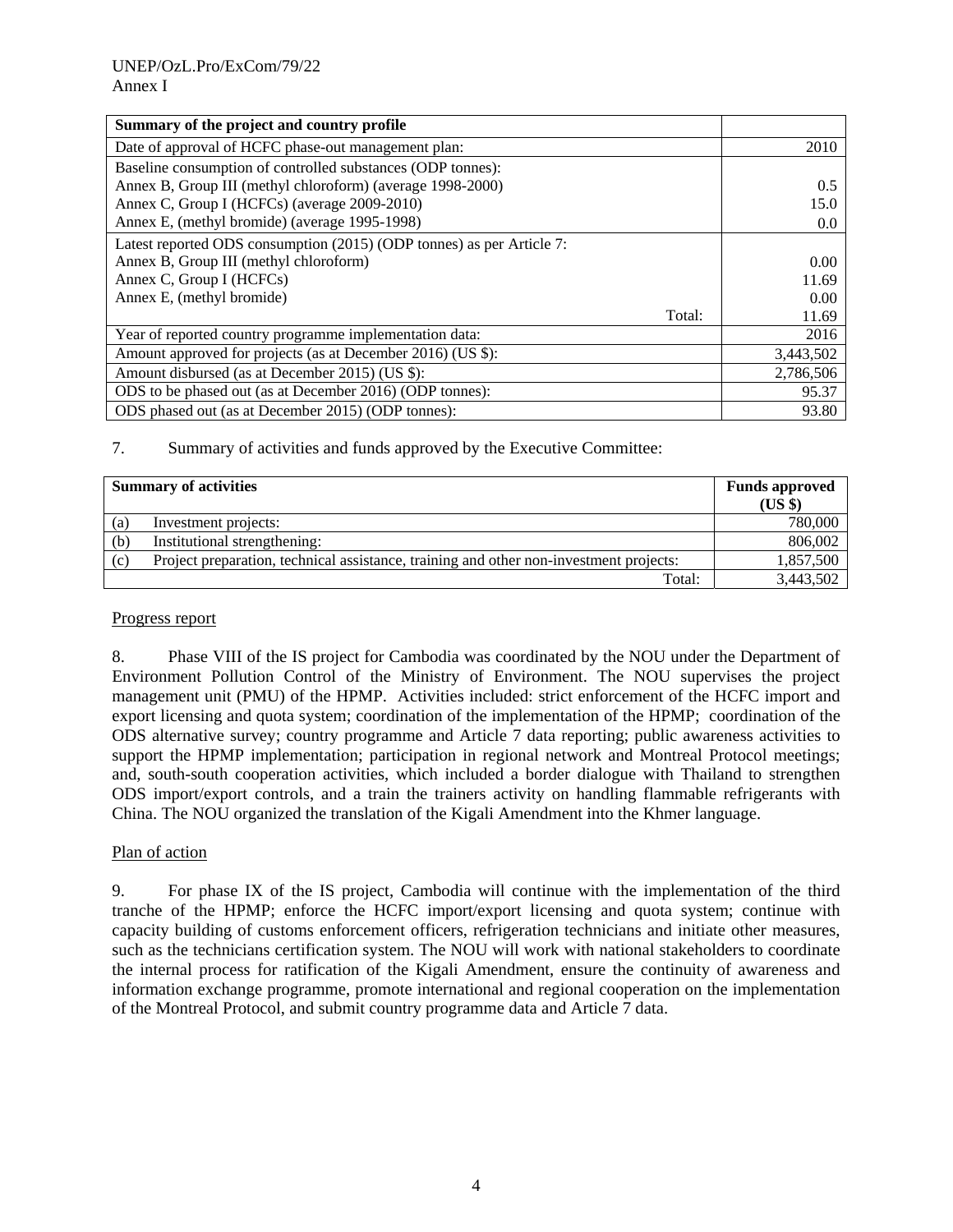| Summary of the project and country profile | |
|---|---|
| Date of approval of HCFC phase-out management plan: | 2010 |
| Baseline consumption of controlled substances (ODP tonnes):<br>Annex B, Group III (methyl chloroform) (average 1998-2000)<br>Annex C, Group I (HCFCs) (average 2009-2010)<br>Annex E, (methyl bromide) (average 1995-1998) | <br>0.5<br>15.0<br>0.0 |
| Latest reported ODS consumption (2015) (ODP tonnes) as per Article 7:<br>Annex B, Group III (methyl chloroform)<br>Annex C, Group I (HCFCs)<br>Annex E, (methyl bromide)<br>Total: | <br>0.00<br>11.69<br>0.00<br>11.69 |
| Year of reported country programme implementation data: | 2016 |
| Amount approved for projects (as at December 2016) (US $): | 3,443,502 |
| Amount disbursed (as at December 2015) (US $): | 2,786,506 |
| ODS to be phased out (as at December 2016) (ODP tonnes): | 95.37 |
| ODS phased out (as at December 2015) (ODP tonnes): | 93.80 |

7. Summary of activities and funds approved by the Executive Committee:

| Summary of activities | | Funds approved (US $) |
|---|---|---|
| (a) | Investment projects: | 780,000 |
| (b) | Institutional strengthening: | 806,002 |
| (c) | Project preparation, technical assistance, training and other non-investment projects: | 1,857,500 |
| | Total: | 3,443,502 |

Progress report

8. Phase VIII of the IS project for Cambodia was coordinated by the NOU under the Department of Environment Pollution Control of the Ministry of Environment. The NOU supervises the project management unit (PMU) of the HPMP. Activities included: strict enforcement of the HCFC import and export licensing and quota system; coordination of the implementation of the HPMP; coordination of the ODS alternative survey; country programme and Article 7 data reporting; public awareness activities to support the HPMP implementation; participation in regional network and Montreal Protocol meetings; and, south-south cooperation activities, which included a border dialogue with Thailand to strengthen ODS import/export controls, and a train the trainers activity on handling flammable refrigerants with China. The NOU organized the translation of the Kigali Amendment into the Khmer language.

Plan of action

9. For phase IX of the IS project, Cambodia will continue with the implementation of the third tranche of the HPMP; enforce the HCFC import/export licensing and quota system; continue with capacity building of customs enforcement officers, refrigeration technicians and initiate other measures, such as the technicians certification system. The NOU will work with national stakeholders to coordinate the internal process for ratification of the Kigali Amendment, ensure the continuity of awareness and information exchange programme, promote international and regional cooperation on the implementation of the Montreal Protocol, and submit country programme data and Article 7 data.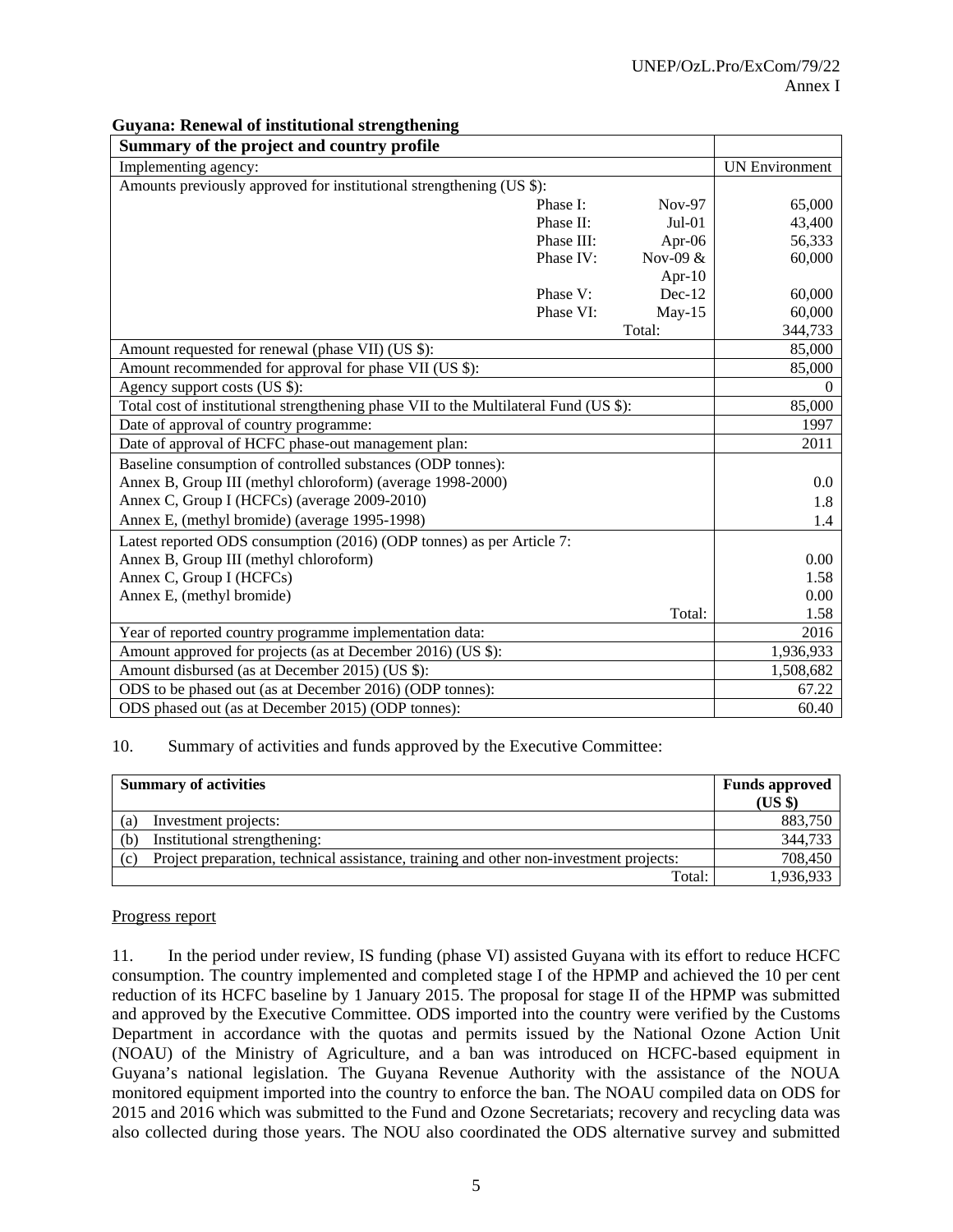**Guyana: Renewal of institutional strengthening**

| Summary of the project and country profile | | | |
|---|---|---|---|
| Implementing agency: | | | UN Environment |
| Amounts previously approved for institutional strengthening (US $): | | | |
| | Phase I: | Nov-97 | 65,000 |
| | Phase II: | Jul-01 | 43,400 |
| | Phase III: | Apr-06 | 56,333 |
| | Phase IV: | Nov-09 & Apr-10 | 60,000 |
| | Phase V: | Dec-12 | 60,000 |
| | Phase VI: | May-15 | 60,000 |
| | | Total: | 344,733 |
| Amount requested for renewal (phase VII) (US $): | | | 85,000 |
| Amount recommended for approval for phase VII (US $): | | | 85,000 |
| Agency support costs (US $): | | | 0 |
| Total cost of institutional strengthening phase VII to the Multilateral Fund (US $): | | | 85,000 |
| Date of approval of country programme: | | | 1997 |
| Date of approval of HCFC phase-out management plan: | | | 2011 |
| Baseline consumption of controlled substances (ODP tonnes): | | | |
| Annex B, Group III (methyl chloroform) (average 1998-2000) | | | 0.0 |
| Annex C, Group I (HCFCs) (average 2009-2010) | | | 1.8 |
| Annex E, (methyl bromide) (average 1995-1998) | | | 1.4 |
| Latest reported ODS consumption (2016) (ODP tonnes) as per Article 7: | | | |
| Annex B, Group III (methyl chloroform) | | | 0.00 |
| Annex C, Group I (HCFCs) | | | 1.58 |
| Annex E, (methyl bromide) | | | 0.00 |
| | | Total: | 1.58 |
| Year of reported country programme implementation data: | | | 2016 |
| Amount approved for projects (as at December 2016) (US $): | | | 1,936,933 |
| Amount disbursed (as at December 2015) (US $): | | | 1,508,682 |
| ODS to be phased out (as at December 2016) (ODP tonnes): | | | 67.22 |
| ODS phased out (as at December 2015) (ODP tonnes): | | | 60.40 |

10. Summary of activities and funds approved by the Executive Committee:

| Summary of activities | Funds approved (US $) |
|---|---|
| (a) Investment projects: | 883,750 |
| (b) Institutional strengthening: | 344,733 |
| (c) Project preparation, technical assistance, training and other non-investment projects: | 708,450 |
| Total: | 1,936,933 |

Progress report

11. In the period under review, IS funding (phase VI) assisted Guyana with its effort to reduce HCFC consumption. The country implemented and completed stage I of the HPMP and achieved the 10 per cent reduction of its HCFC baseline by 1 January 2015. The proposal for stage II of the HPMP was submitted and approved by the Executive Committee. ODS imported into the country were verified by the Customs Department in accordance with the quotas and permits issued by the National Ozone Action Unit (NOAU) of the Ministry of Agriculture, and a ban was introduced on HCFC-based equipment in Guyana's national legislation. The Guyana Revenue Authority with the assistance of the NOUA monitored equipment imported into the country to enforce the ban. The NOAU compiled data on ODS for 2015 and 2016 which was submitted to the Fund and Ozone Secretariats; recovery and recycling data was also collected during those years. The NOU also coordinated the ODS alternative survey and submitted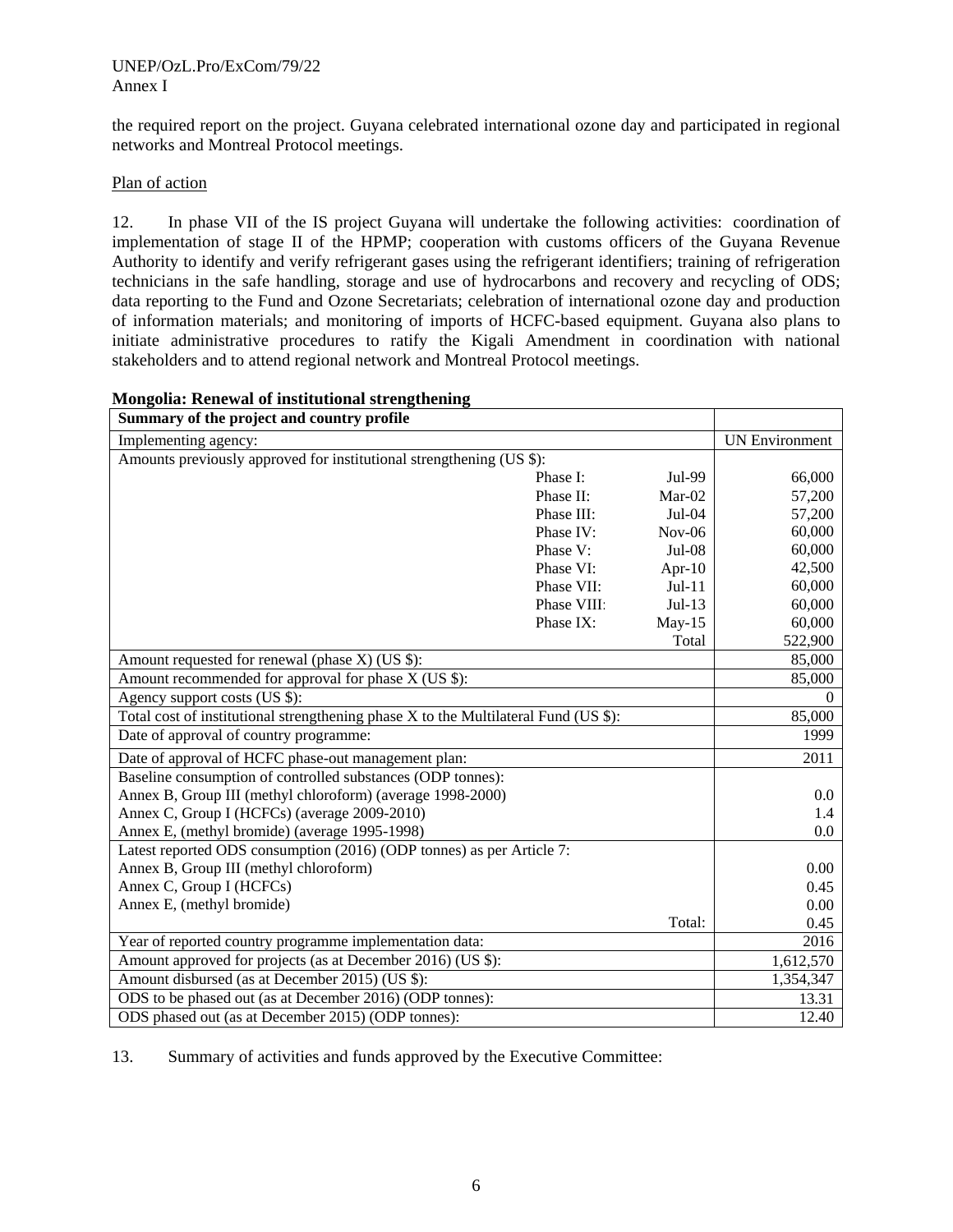the required report on the project. Guyana celebrated international ozone day and participated in regional networks and Montreal Protocol meetings.

Plan of action

12. In phase VII of the IS project Guyana will undertake the following activities: coordination of implementation of stage II of the HPMP; cooperation with customs officers of the Guyana Revenue Authority to identify and verify refrigerant gases using the refrigerant identifiers; training of refrigeration technicians in the safe handling, storage and use of hydrocarbons and recovery and recycling of ODS; data reporting to the Fund and Ozone Secretariats; celebration of international ozone day and production of information materials; and monitoring of imports of HCFC-based equipment. Guyana also plans to initiate administrative procedures to ratify the Kigali Amendment in coordination with national stakeholders and to attend regional network and Montreal Protocol meetings.

**Mongolia: Renewal of institutional strengthening**

| Summary of the project and country profile | | | |
|---|---|---|---|
| Implementing agency: | | | UN Environment |
| Amounts previously approved for institutional strengthening (US $): | | | |
| | Phase I: | Jul-99 | 66,000 |
| | Phase II: | Mar-02 | 57,200 |
| | Phase III: | Jul-04 | 57,200 |
| | Phase IV: | Nov-06 | 60,000 |
| | Phase V: | Jul-08 | 60,000 |
| | Phase VI: | Apr-10 | 42,500 |
| | Phase VII: | Jul-11 | 60,000 |
| | Phase VIII: | Jul-13 | 60,000 |
| | Phase IX: | May-15 | 60,000 |
| | | Total | 522,900 |
| Amount requested for renewal (phase X) (US $): | | | 85,000 |
| Amount recommended for approval for phase X (US $): | | | 85,000 |
| Agency support costs (US $): | | | 0 |
| Total cost of institutional strengthening phase X to the Multilateral Fund (US $): | | | 85,000 |
| Date of approval of country programme: | | | 1999 |
| Date of approval of HCFC phase-out management plan: | | | 2011 |
| Baseline consumption of controlled substances (ODP tonnes): | | | |
| Annex B, Group III (methyl chloroform) (average 1998-2000) | | | 0.0 |
| Annex C, Group I (HCFCs) (average 2009-2010) | | | 1.4 |
| Annex E, (methyl bromide) (average 1995-1998) | | | 0.0 |
| Latest reported ODS consumption (2016) (ODP tonnes) as per Article 7: | | | |
| Annex B, Group III (methyl chloroform) | | | 0.00 |
| Annex C, Group I (HCFCs) | | | 0.45 |
| Annex E, (methyl bromide) | | | 0.00 |
| | | Total: | 0.45 |
| Year of reported country programme implementation data: | | | 2016 |
| Amount approved for projects (as at December 2016) (US $): | | | 1,612,570 |
| Amount disbursed (as at December 2015) (US $): | | | 1,354,347 |
| ODS to be phased out (as at December 2016) (ODP tonnes): | | | 13.31 |
| ODS phased out (as at December 2015) (ODP tonnes): | | | 12.40 |

13. Summary of activities and funds approved by the Executive Committee: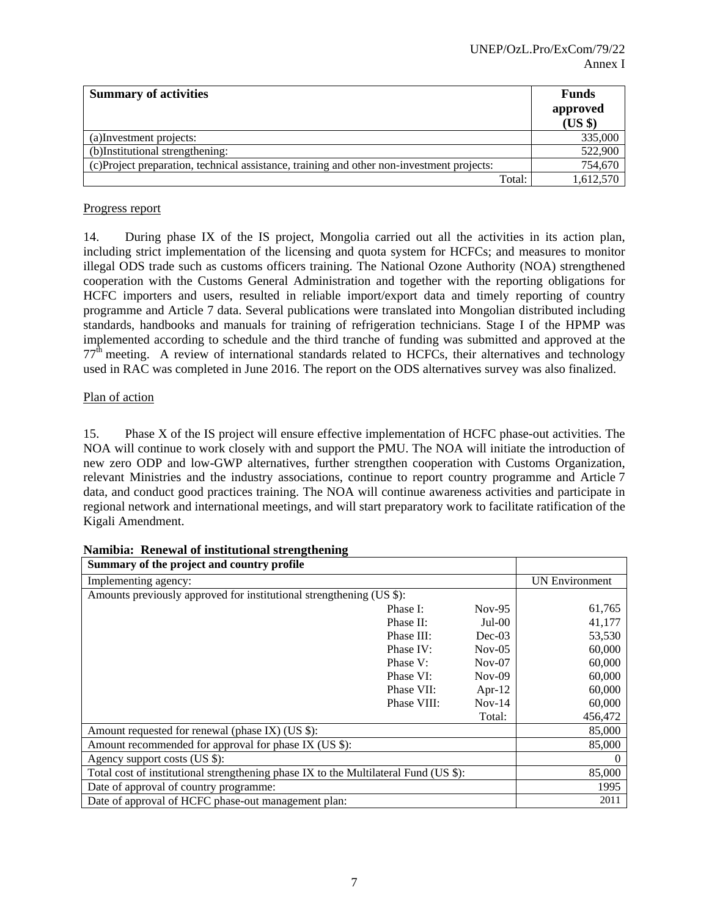| Summary of activities | Funds approved (US $) |
|---|---|
| (a)Investment projects: | 335,000 |
| (b)Institutional strengthening: | 522,900 |
| (c)Project preparation, technical assistance, training and other non-investment projects: | 754,670 |
| Total: | 1,612,570 |

Progress report

14. During phase IX of the IS project, Mongolia carried out all the activities in its action plan, including strict implementation of the licensing and quota system for HCFCs; and measures to monitor illegal ODS trade such as customs officers training. The National Ozone Authority (NOA) strengthened cooperation with the Customs General Administration and together with the reporting obligations for HCFC importers and users, resulted in reliable import/export data and timely reporting of country programme and Article 7 data. Several publications were translated into Mongolian distributed including standards, handbooks and manuals for training of refrigeration technicians. Stage I of the HPMP was implemented according to schedule and the third tranche of funding was submitted and approved at the 77th meeting. A review of international standards related to HCFCs, their alternatives and technology used in RAC was completed in June 2016. The report on the ODS alternatives survey was also finalized.

Plan of action

15. Phase X of the IS project will ensure effective implementation of HCFC phase-out activities. The NOA will continue to work closely with and support the PMU. The NOA will initiate the introduction of new zero ODP and low-GWP alternatives, further strengthen cooperation with Customs Organization, relevant Ministries and the industry associations, continue to report country programme and Article 7 data, and conduct good practices training. The NOA will continue awareness activities and participate in regional network and international meetings, and will start preparatory work to facilitate ratification of the Kigali Amendment.

**Namibia: Renewal of institutional strengthening**

| Summary of the project and country profile | | | |
|---|---|---|---|
| Implementing agency: | | | UN Environment |
| Amounts previously approved for institutional strengthening (US $): | | | |
| | Phase I: | Nov-95 | 61,765 |
| | Phase II: | Jul-00 | 41,177 |
| | Phase III: | Dec-03 | 53,530 |
| | Phase IV: | Nov-05 | 60,000 |
| | Phase V: | Nov-07 | 60,000 |
| | Phase VI: | Nov-09 | 60,000 |
| | Phase VII: | Apr-12 | 60,000 |
| | Phase VIII: | Nov-14 | 60,000 |
| | | Total: | 456,472 |
| Amount requested for renewal (phase IX) (US $): | | | 85,000 |
| Amount recommended for approval for phase IX (US $): | | | 85,000 |
| Agency support costs (US $): | | | 0 |
| Total cost of institutional strengthening phase IX to the Multilateral Fund (US $): | | | 85,000 |
| Date of approval of country programme: | | | 1995 |
| Date of approval of HCFC phase-out management plan: | | | 2011 |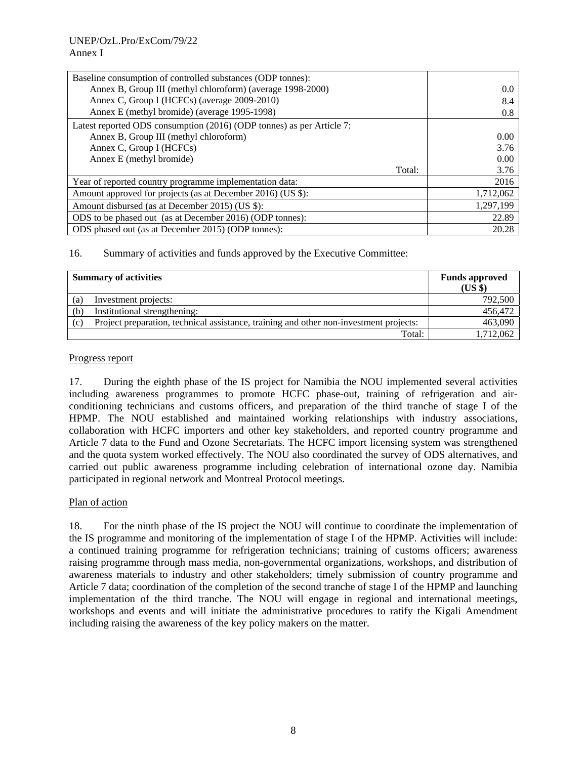| | |
|---|---|
| Baseline consumption of controlled substances (ODP tonnes): | |
| Annex B, Group III (methyl chloroform) (average 1998-2000) | 0.0 |
| Annex C, Group I (HCFCs) (average 2009-2010) | 8.4 |
| Annex E (methyl bromide) (average 1995-1998) | 0.8 |
| Latest reported ODS consumption (2016) (ODP tonnes) as per Article 7: | |
| Annex B, Group III (methyl chloroform) | 0.00 |
| Annex C, Group I (HCFCs) | 3.76 |
| Annex E (methyl bromide) | 0.00 |
| Total: | 3.76 |
| Year of reported country programme implementation data: | 2016 |
| Amount approved for projects (as at December 2016) (US $): | 1,712,062 |
| Amount disbursed (as at December 2015) (US $): | 1,297,199 |
| ODS to be phased out (as at December 2016) (ODP tonnes): | 22.89 |
| ODS phased out (as at December 2015) (ODP tonnes): | 20.28 |

16. Summary of activities and funds approved by the Executive Committee:

| Summary of activities | Funds approved (US $) |
|---|---|
| (a) Investment projects: | 792,500 |
| (b) Institutional strengthening: | 456,472 |
| (c) Project preparation, technical assistance, training and other non-investment projects: | 463,090 |
| Total: | 1,712,062 |

Progress report

17. During the eighth phase of the IS project for Namibia the NOU implemented several activities including awareness programmes to promote HCFC phase-out, training of refrigeration and air-conditioning technicians and customs officers, and preparation of the third tranche of stage I of the HPMP. The NOU established and maintained working relationships with industry associations, collaboration with HCFC importers and other key stakeholders, and reported country programme and Article 7 data to the Fund and Ozone Secretariats. The HCFC import licensing system was strengthened and the quota system worked effectively. The NOU also coordinated the survey of ODS alternatives, and carried out public awareness programme including celebration of international ozone day. Namibia participated in regional network and Montreal Protocol meetings.

Plan of action

18. For the ninth phase of the IS project the NOU will continue to coordinate the implementation of the IS programme and monitoring of the implementation of stage I of the HPMP. Activities will include: a continued training programme for refrigeration technicians; training of customs officers; awareness raising programme through mass media, non-governmental organizations, workshops, and distribution of awareness materials to industry and other stakeholders; timely submission of country programme and Article 7 data; coordination of the completion of the second tranche of stage I of the HPMP and launching implementation of the third tranche. The NOU will engage in regional and international meetings, workshops and events and will initiate the administrative procedures to ratify the Kigali Amendment including raising the awareness of the key policy makers on the matter.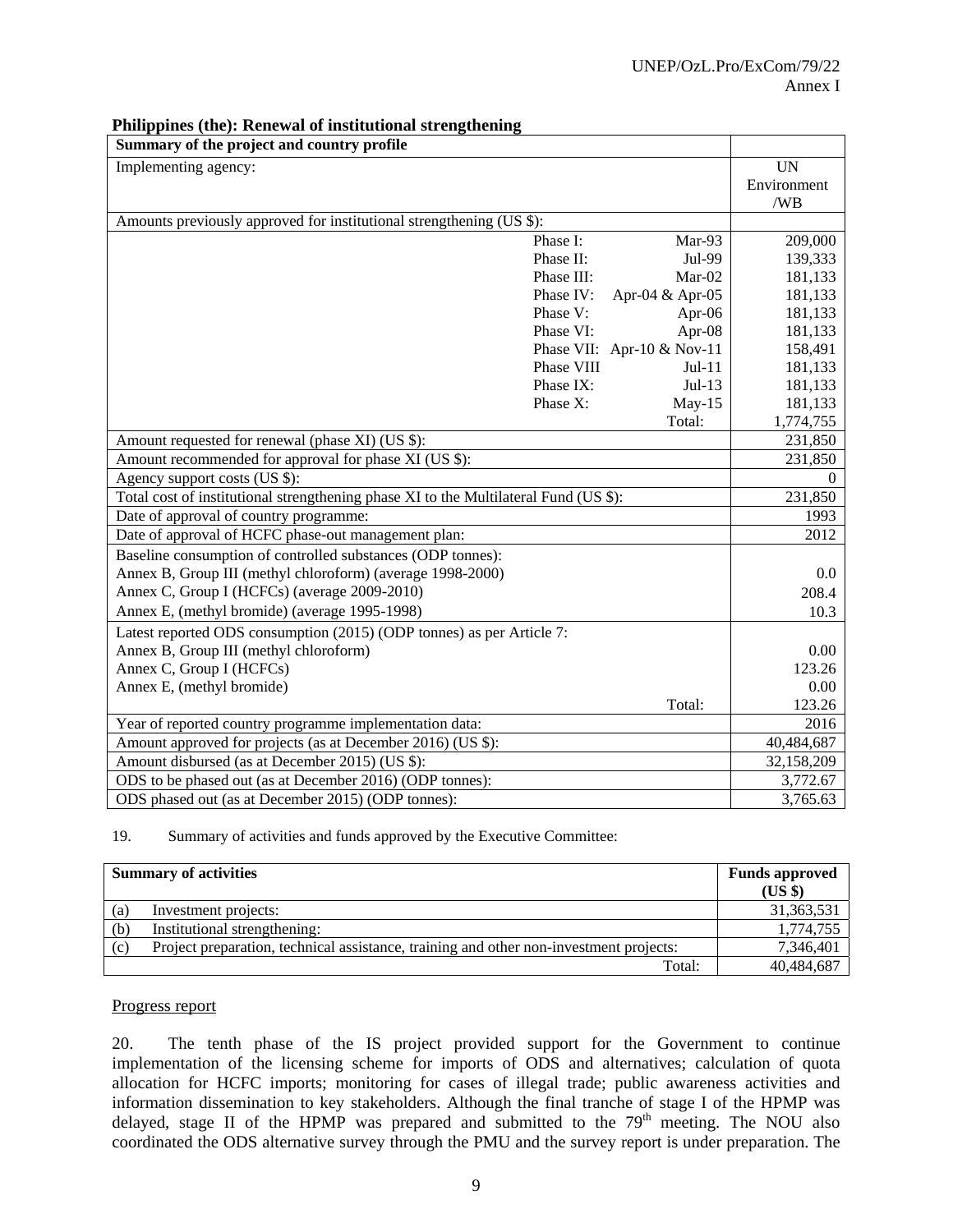**Philippines (the): Renewal of institutional strengthening**

| Summary of the project and country profile | | | |
|---|---|---|---|
| Implementing agency: | | | UN Environment /WB |
| Amounts previously approved for institutional strengthening (US $): | | | |
| | Phase I: | Mar-93 | 209,000 |
| | Phase II: | Jul-99 | 139,333 |
| | Phase III: | Mar-02 | 181,133 |
| | Phase IV: | Apr-04 & Apr-05 | 181,133 |
| | Phase V: | Apr-06 | 181,133 |
| | Phase VI: | Apr-08 | 181,133 |
| | Phase VII: | Apr-10 & Nov-11 | 158,491 |
| | Phase VIII | Jul-11 | 181,133 |
| | Phase IX: | Jul-13 | 181,133 |
| | Phase X: | May-15 | 181,133 |
| | | Total: | 1,774,755 |
| Amount requested for renewal (phase XI) (US $): | | | 231,850 |
| Amount recommended for approval for phase XI (US $): | | | 231,850 |
| Agency support costs (US $): | | | 0 |
| Total cost of institutional strengthening phase XI to the Multilateral Fund (US $): | | | 231,850 |
| Date of approval of country programme: | | | 1993 |
| Date of approval of HCFC phase-out management plan: | | | 2012 |
| Baseline consumption of controlled substances (ODP tonnes): | | | |
| Annex B, Group III (methyl chloroform) (average 1998-2000) | | | 0.0 |
| Annex C, Group I (HCFCs) (average 2009-2010) | | | 208.4 |
| Annex E, (methyl bromide) (average 1995-1998) | | | 10.3 |
| Latest reported ODS consumption (2015) (ODP tonnes) as per Article 7: | | | |
| Annex B, Group III (methyl chloroform) | | | 0.00 |
| Annex C, Group I (HCFCs) | | | 123.26 |
| Annex E, (methyl bromide) | | | 0.00 |
| | | Total: | 123.26 |
| Year of reported country programme implementation data: | | | 2016 |
| Amount approved for projects (as at December 2016) (US $): | | | 40,484,687 |
| Amount disbursed (as at December 2015) (US $): | | | 32,158,209 |
| ODS to be phased out (as at December 2016) (ODP tonnes): | | | 3,772.67 |
| ODS phased out (as at December 2015) (ODP tonnes): | | | 3,765.63 |

19. Summary of activities and funds approved by the Executive Committee:

| Summary of activities | | Funds approved (US $) |
|---|---|---|
| (a) | Investment projects: | 31,363,531 |
| (b) | Institutional strengthening: | 1,774,755 |
| (c) | Project preparation, technical assistance, training and other non-investment projects: | 7,346,401 |
| | Total: | 40,484,687 |

Progress report

20. The tenth phase of the IS project provided support for the Government to continue implementation of the licensing scheme for imports of ODS and alternatives; calculation of quota allocation for HCFC imports; monitoring for cases of illegal trade; public awareness activities and information dissemination to key stakeholders. Although the final tranche of stage I of the HPMP was delayed, stage II of the HPMP was prepared and submitted to the 79th meeting. The NOU also coordinated the ODS alternative survey through the PMU and the survey report is under preparation. The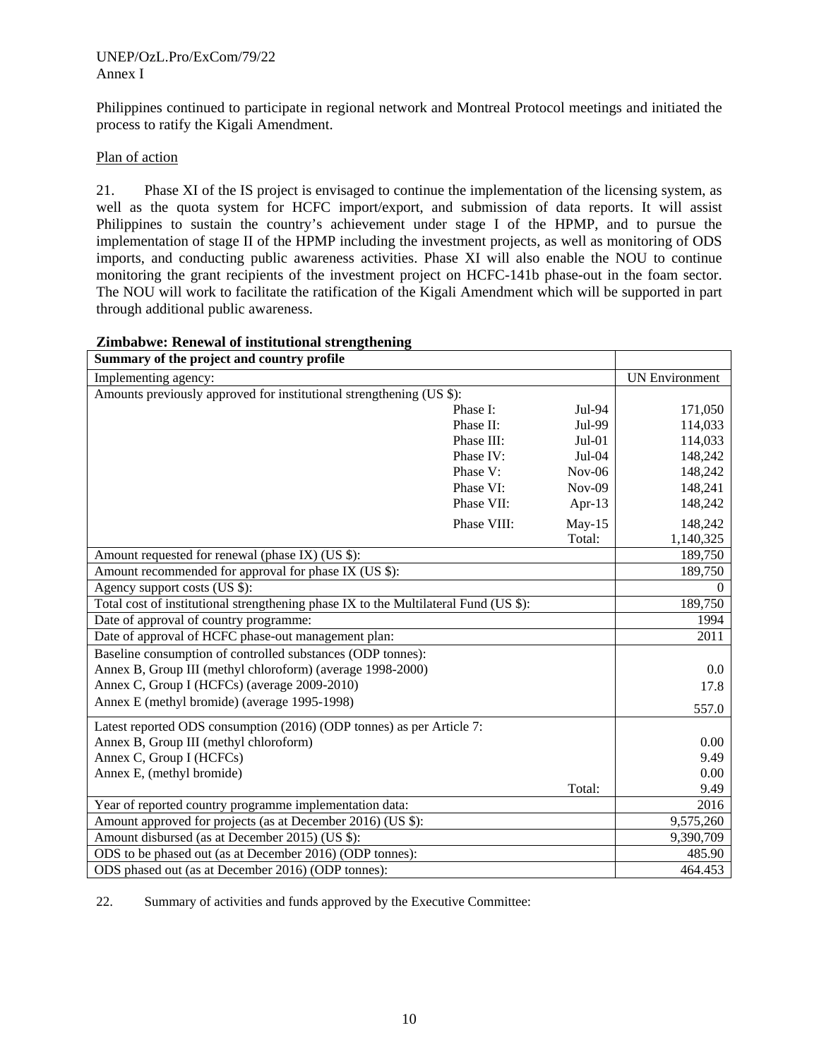Philippines continued to participate in regional network and Montreal Protocol meetings and initiated the process to ratify the Kigali Amendment.

Plan of action

21. Phase XI of the IS project is envisaged to continue the implementation of the licensing system, as well as the quota system for HCFC import/export, and submission of data reports. It will assist Philippines to sustain the country's achievement under stage I of the HPMP, and to pursue the implementation of stage II of the HPMP including the investment projects, as well as monitoring of ODS imports, and conducting public awareness activities. Phase XI will also enable the NOU to continue monitoring the grant recipients of the investment project on HCFC-141b phase-out in the foam sector. The NOU will work to facilitate the ratification of the Kigali Amendment which will be supported in part through additional public awareness.

**Zimbabwe: Renewal of institutional strengthening**

| **Summary of the project and country profile** | | | |
|---|---|---|---|
| Implementing agency: | | | UN Environment |
| Amounts previously approved for institutional strengthening (US $): | | | |
| | Phase I: | Jul-94 | 171,050 |
| | Phase II: | Jul-99 | 114,033 |
| | Phase III: | Jul-01 | 114,033 |
| | Phase IV: | Jul-04 | 148,242 |
| | Phase V: | Nov-06 | 148,242 |
| | Phase VI: | Nov-09 | 148,241 |
| | Phase VII: | Apr-13 | 148,242 |
| | Phase VIII: | May-15 | 148,242 |
| | | Total: | 1,140,325 |
| Amount requested for renewal (phase IX) (US $): | | | 189,750 |
| Amount recommended for approval for phase IX (US $): | | | 189,750 |
| Agency support costs (US $): | | | 0 |
| Total cost of institutional strengthening phase IX to the Multilateral Fund (US $): | | | 189,750 |
| Date of approval of country programme: | | | 1994 |
| Date of approval of HCFC phase-out management plan: | | | 2011 |
| Baseline consumption of controlled substances (ODP tonnes): | | | |
| Annex B, Group III (methyl chloroform) (average 1998-2000) | | | 0.0 |
| Annex C, Group I (HCFCs) (average 2009-2010) | | | 17.8 |
| Annex E (methyl bromide) (average 1995-1998) | | | 557.0 |
| Latest reported ODS consumption (2016) (ODP tonnes) as per Article 7: | | | |
| Annex B, Group III (methyl chloroform) | | | 0.00 |
| Annex C, Group I (HCFCs) | | | 9.49 |
| Annex E, (methyl bromide) | | | 0.00 |
| | | Total: | 9.49 |
| Year of reported country programme implementation data: | | | 2016 |
| Amount approved for projects (as at December 2016) (US $): | | | 9,575,260 |
| Amount disbursed (as at December 2015) (US $): | | | 9,390,709 |
| ODS to be phased out (as at December 2016) (ODP tonnes): | | | 485.90 |
| ODS phased out (as at December 2016) (ODP tonnes): | | | 464.453 |

22. Summary of activities and funds approved by the Executive Committee: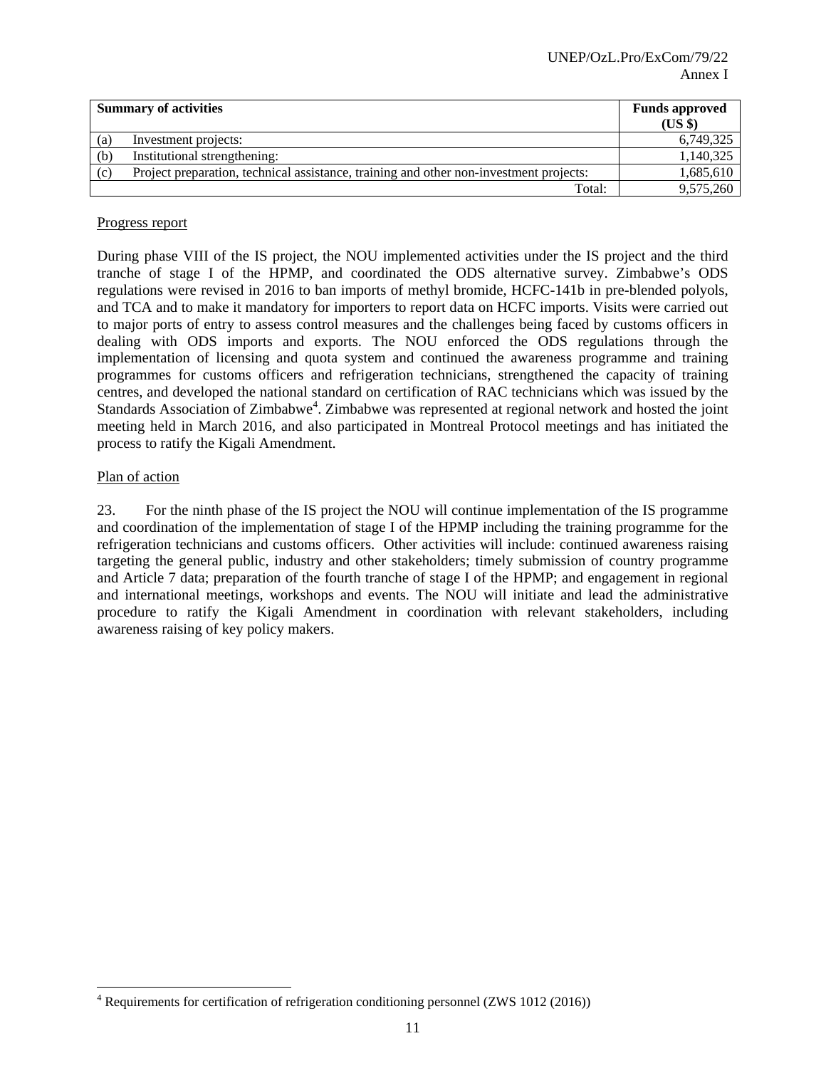| Summary of activities | | Funds approved (US $) |
|---|---|---|
| (a) | Investment projects: | 6,749,325 |
| (b) | Institutional strengthening: | 1,140,325 |
| (c) | Project preparation, technical assistance, training and other non-investment projects: | 1,685,610 |
| | Total: | 9,575,260 |

Progress report

During phase VIII of the IS project, the NOU implemented activities under the IS project and the third tranche of stage I of the HPMP, and coordinated the ODS alternative survey. Zimbabwe's ODS regulations were revised in 2016 to ban imports of methyl bromide, HCFC-141b in pre-blended polyols, and TCA and to make it mandatory for importers to report data on HCFC imports. Visits were carried out to major ports of entry to assess control measures and the challenges being faced by customs officers in dealing with ODS imports and exports. The NOU enforced the ODS regulations through the implementation of licensing and quota system and continued the awareness programme and training programmes for customs officers and refrigeration technicians, strengthened the capacity of training centres, and developed the national standard on certification of RAC technicians which was issued by the Standards Association of Zimbabwe[4]. Zimbabwe was represented at regional network and hosted the joint meeting held in March 2016, and also participated in Montreal Protocol meetings and has initiated the process to ratify the Kigali Amendment.

Plan of action

23. For the ninth phase of the IS project the NOU will continue implementation of the IS programme and coordination of the implementation of stage I of the HPMP including the training programme for the refrigeration technicians and customs officers. Other activities will include: continued awareness raising targeting the general public, industry and other stakeholders; timely submission of country programme and Article 7 data; preparation of the fourth tranche of stage I of the HPMP; and engagement in regional and international meetings, workshops and events. The NOU will initiate and lead the administrative procedure to ratify the Kigali Amendment in coordination with relevant stakeholders, including awareness raising of key policy makers.

[4] Requirements for certification of refrigeration conditioning personnel (ZWS 1012 (2016))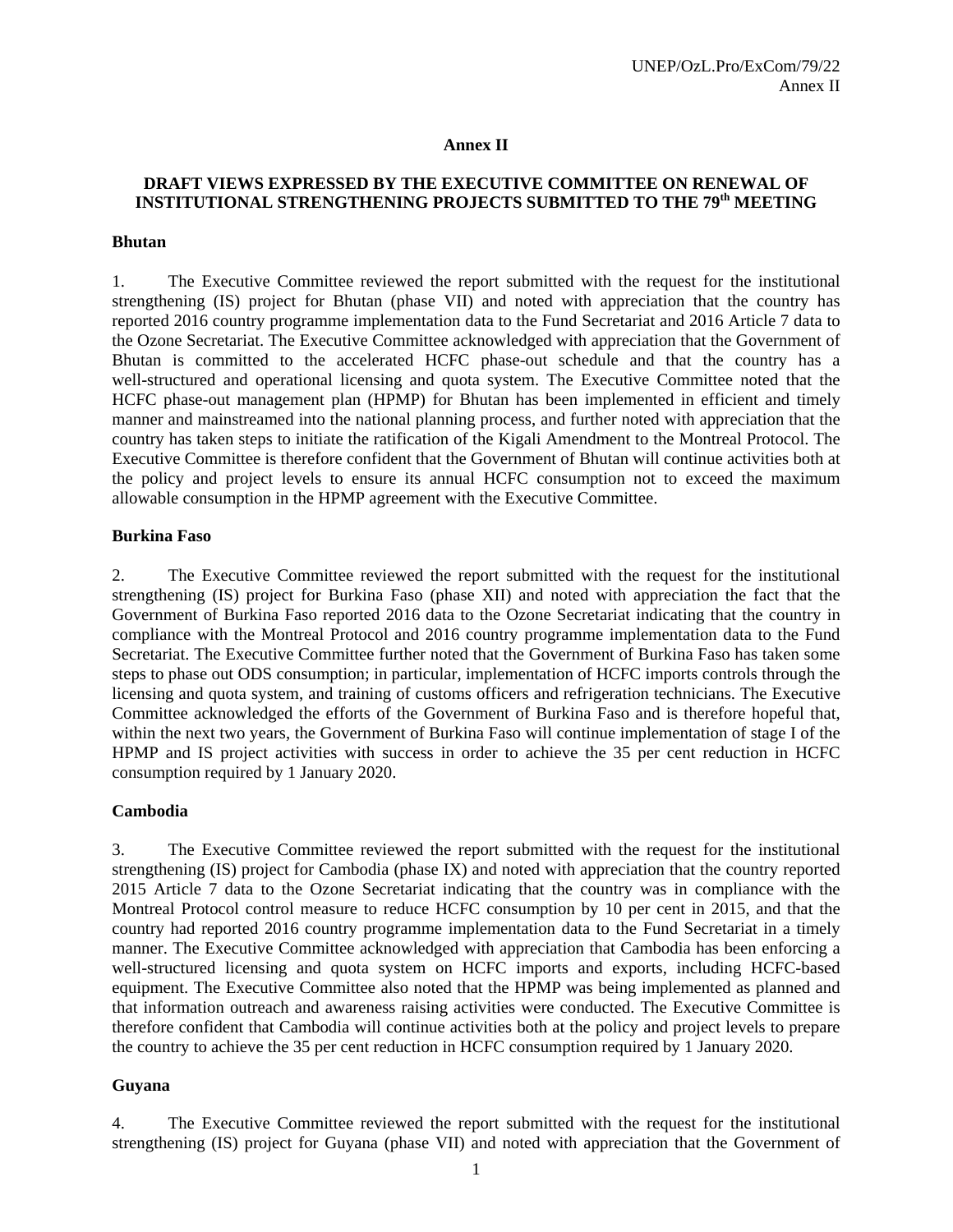# Annex II

## DRAFT VIEWS EXPRESSED BY THE EXECUTIVE COMMITTEE ON RENEWAL OF INSTITUTIONAL STRENGTHENING PROJECTS SUBMITTED TO THE 79th MEETING

### Bhutan

1. The Executive Committee reviewed the report submitted with the request for the institutional strengthening (IS) project for Bhutan (phase VII) and noted with appreciation that the country has reported 2016 country programme implementation data to the Fund Secretariat and 2016 Article 7 data to the Ozone Secretariat. The Executive Committee acknowledged with appreciation that the Government of Bhutan is committed to the accelerated HCFC phase-out schedule and that the country has a well-structured and operational licensing and quota system. The Executive Committee noted that the HCFC phase-out management plan (HPMP) for Bhutan has been implemented in efficient and timely manner and mainstreamed into the national planning process, and further noted with appreciation that the country has taken steps to initiate the ratification of the Kigali Amendment to the Montreal Protocol. The Executive Committee is therefore confident that the Government of Bhutan will continue activities both at the policy and project levels to ensure its annual HCFC consumption not to exceed the maximum allowable consumption in the HPMP agreement with the Executive Committee.

### Burkina Faso

2. The Executive Committee reviewed the report submitted with the request for the institutional strengthening (IS) project for Burkina Faso (phase XII) and noted with appreciation the fact that the Government of Burkina Faso reported 2016 data to the Ozone Secretariat indicating that the country in compliance with the Montreal Protocol and 2016 country programme implementation data to the Fund Secretariat. The Executive Committee further noted that the Government of Burkina Faso has taken some steps to phase out ODS consumption; in particular, implementation of HCFC imports controls through the licensing and quota system, and training of customs officers and refrigeration technicians. The Executive Committee acknowledged the efforts of the Government of Burkina Faso and is therefore hopeful that, within the next two years, the Government of Burkina Faso will continue implementation of stage I of the HPMP and IS project activities with success in order to achieve the 35 per cent reduction in HCFC consumption required by 1 January 2020.

### Cambodia

3. The Executive Committee reviewed the report submitted with the request for the institutional strengthening (IS) project for Cambodia (phase IX) and noted with appreciation that the country reported 2015 Article 7 data to the Ozone Secretariat indicating that the country was in compliance with the Montreal Protocol control measure to reduce HCFC consumption by 10 per cent in 2015, and that the country had reported 2016 country programme implementation data to the Fund Secretariat in a timely manner. The Executive Committee acknowledged with appreciation that Cambodia has been enforcing a well-structured licensing and quota system on HCFC imports and exports, including HCFC-based equipment. The Executive Committee also noted that the HPMP was being implemented as planned and that information outreach and awareness raising activities were conducted. The Executive Committee is therefore confident that Cambodia will continue activities both at the policy and project levels to prepare the country to achieve the 35 per cent reduction in HCFC consumption required by 1 January 2020.

### Guyana

4. The Executive Committee reviewed the report submitted with the request for the institutional strengthening (IS) project for Guyana (phase VII) and noted with appreciation that the Government of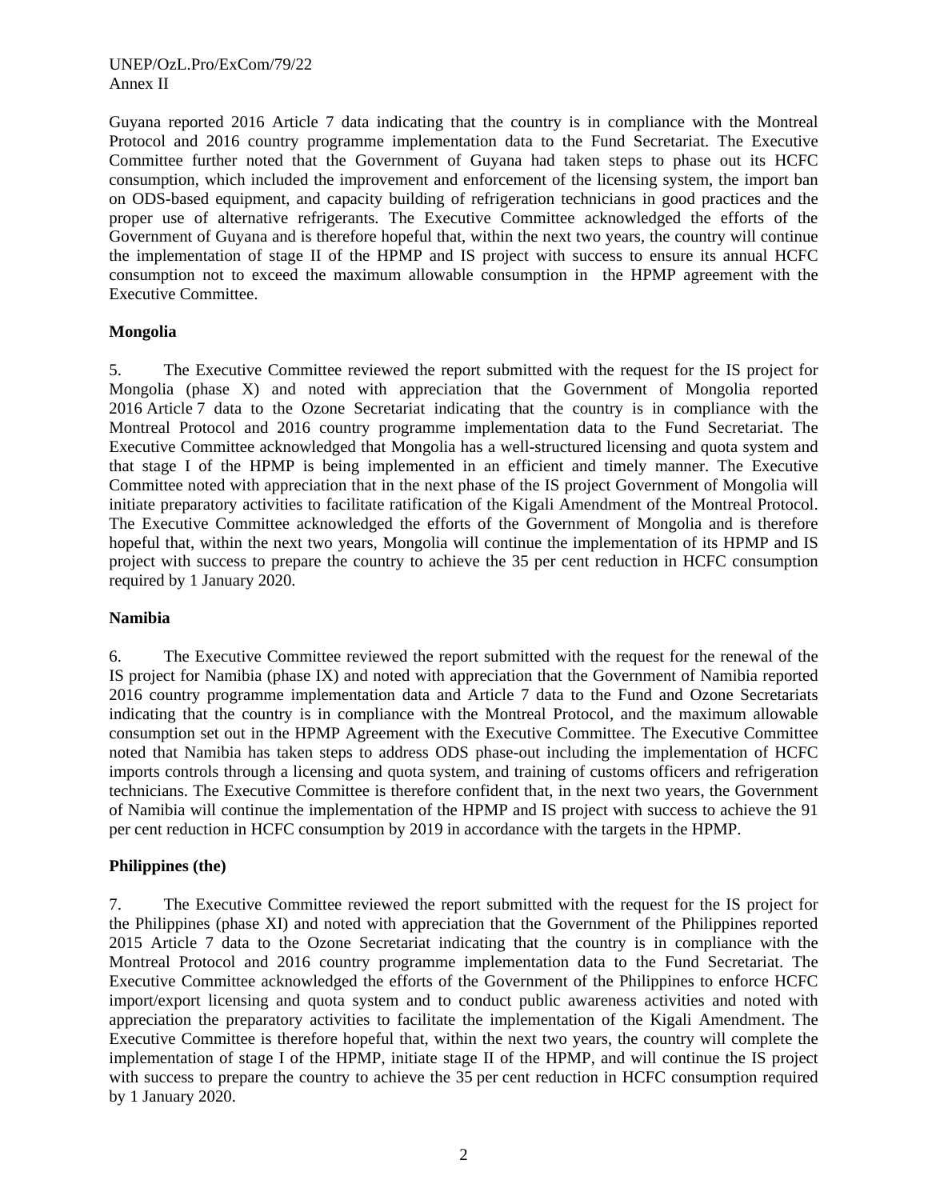Guyana reported 2016 Article 7 data indicating that the country is in compliance with the Montreal Protocol and 2016 country programme implementation data to the Fund Secretariat. The Executive Committee further noted that the Government of Guyana had taken steps to phase out its HCFC consumption, which included the improvement and enforcement of the licensing system, the import ban on ODS-based equipment, and capacity building of refrigeration technicians in good practices and the proper use of alternative refrigerants. The Executive Committee acknowledged the efforts of the Government of Guyana and is therefore hopeful that, within the next two years, the country will continue the implementation of stage II of the HPMP and IS project with success to ensure its annual HCFC consumption not to exceed the maximum allowable consumption in the HPMP agreement with the Executive Committee.

**Mongolia**

5. The Executive Committee reviewed the report submitted with the request for the IS project for Mongolia (phase X) and noted with appreciation that the Government of Mongolia reported 2016 Article 7 data to the Ozone Secretariat indicating that the country is in compliance with the Montreal Protocol and 2016 country programme implementation data to the Fund Secretariat. The Executive Committee acknowledged that Mongolia has a well-structured licensing and quota system and that stage I of the HPMP is being implemented in an efficient and timely manner. The Executive Committee noted with appreciation that in the next phase of the IS project Government of Mongolia will initiate preparatory activities to facilitate ratification of the Kigali Amendment of the Montreal Protocol. The Executive Committee acknowledged the efforts of the Government of Mongolia and is therefore hopeful that, within the next two years, Mongolia will continue the implementation of its HPMP and IS project with success to prepare the country to achieve the 35 per cent reduction in HCFC consumption required by 1 January 2020.

**Namibia**

6. The Executive Committee reviewed the report submitted with the request for the renewal of the IS project for Namibia (phase IX) and noted with appreciation that the Government of Namibia reported 2016 country programme implementation data and Article 7 data to the Fund and Ozone Secretariats indicating that the country is in compliance with the Montreal Protocol, and the maximum allowable consumption set out in the HPMP Agreement with the Executive Committee. The Executive Committee noted that Namibia has taken steps to address ODS phase-out including the implementation of HCFC imports controls through a licensing and quota system, and training of customs officers and refrigeration technicians. The Executive Committee is therefore confident that, in the next two years, the Government of Namibia will continue the implementation of the HPMP and IS project with success to achieve the 91 per cent reduction in HCFC consumption by 2019 in accordance with the targets in the HPMP.

**Philippines (the)**

7. The Executive Committee reviewed the report submitted with the request for the IS project for the Philippines (phase XI) and noted with appreciation that the Government of the Philippines reported 2015 Article 7 data to the Ozone Secretariat indicating that the country is in compliance with the Montreal Protocol and 2016 country programme implementation data to the Fund Secretariat. The Executive Committee acknowledged the efforts of the Government of the Philippines to enforce HCFC import/export licensing and quota system and to conduct public awareness activities and noted with appreciation the preparatory activities to facilitate the implementation of the Kigali Amendment. The Executive Committee is therefore hopeful that, within the next two years, the country will complete the implementation of stage I of the HPMP, initiate stage II of the HPMP, and will continue the IS project with success to prepare the country to achieve the 35 per cent reduction in HCFC consumption required by 1 January 2020.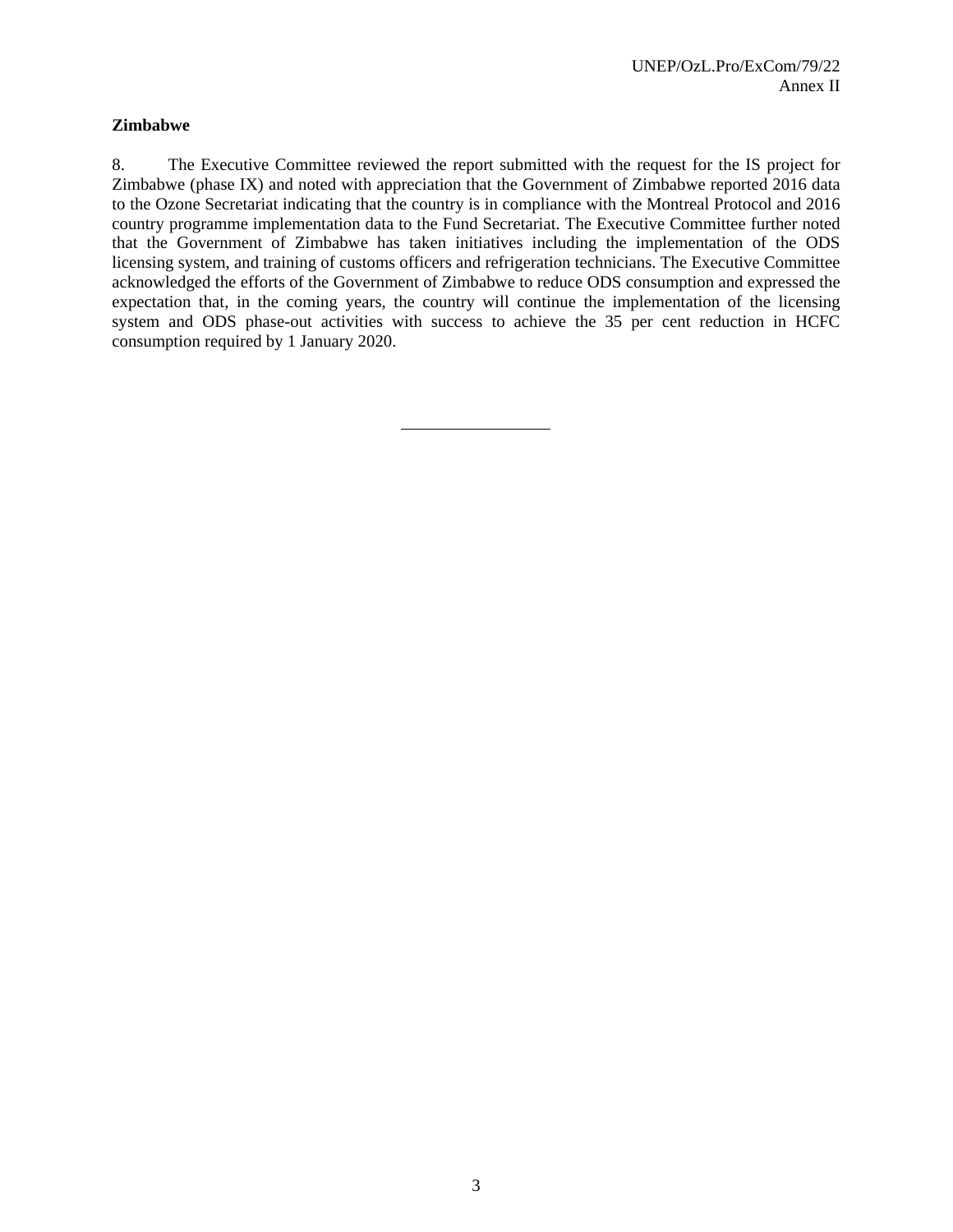**Zimbabwe**

8. The Executive Committee reviewed the report submitted with the request for the IS project for Zimbabwe (phase IX) and noted with appreciation that the Government of Zimbabwe reported 2016 data to the Ozone Secretariat indicating that the country is in compliance with the Montreal Protocol and 2016 country programme implementation data to the Fund Secretariat. The Executive Committee further noted that the Government of Zimbabwe has taken initiatives including the implementation of the ODS licensing system, and training of customs officers and refrigeration technicians. The Executive Committee acknowledged the efforts of the Government of Zimbabwe to reduce ODS consumption and expressed the expectation that, in the coming years, the country will continue the implementation of the licensing system and ODS phase-out activities with success to achieve the 35 per cent reduction in HCFC consumption required by 1 January 2020.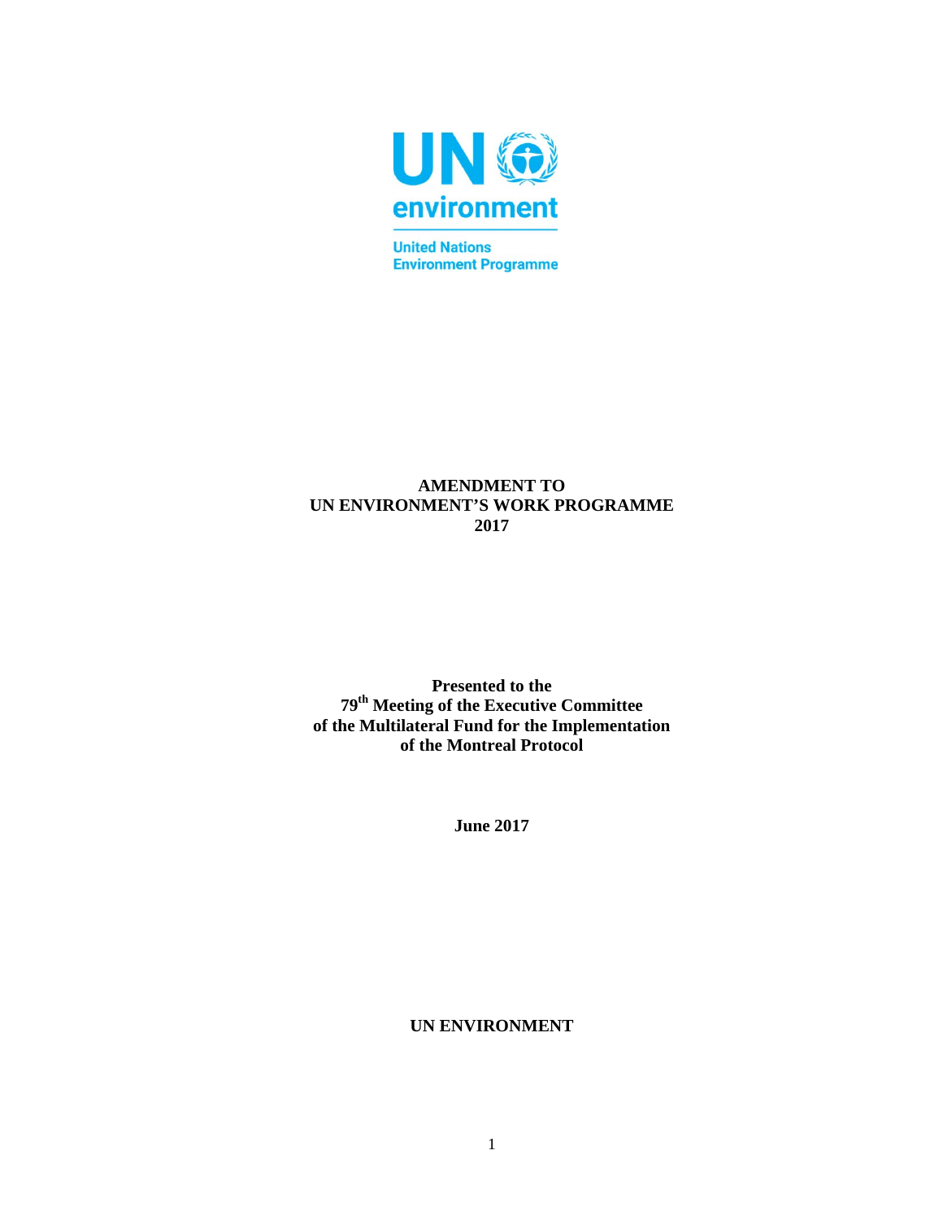**AMENDMENT TO**
**UN ENVIRONMENT'S WORK PROGRAMME**
**2017**

**Presented to the**
**79th Meeting of the Executive Committee**
**of the Multilateral Fund for the Implementation**
**of the Montreal Protocol**

**June 2017**

**UN ENVIRONMENT**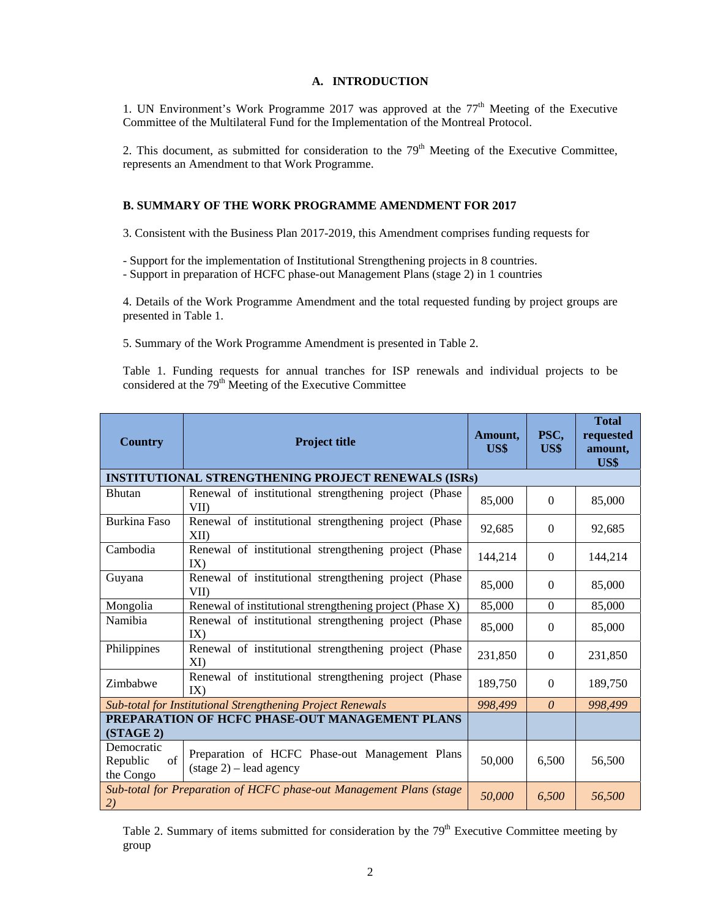## A. INTRODUCTION

1. UN Environment's Work Programme 2017 was approved at the 77th Meeting of the Executive Committee of the Multilateral Fund for the Implementation of the Montreal Protocol.

2. This document, as submitted for consideration to the 79th Meeting of the Executive Committee, represents an Amendment to that Work Programme.

## B. SUMMARY OF THE WORK PROGRAMME AMENDMENT FOR 2017

3. Consistent with the Business Plan 2017-2019, this Amendment comprises funding requests for

- Support for the implementation of Institutional Strengthening projects in 8 countries.
- Support in preparation of HCFC phase-out Management Plans (stage 2) in 1 countries

4. Details of the Work Programme Amendment and the total requested funding by project groups are presented in Table 1.

5. Summary of the Work Programme Amendment is presented in Table 2.

Table 1. Funding requests for annual tranches for ISP renewals and individual projects to be considered at the 79th Meeting of the Executive Committee

| Country | Project title | Amount, US$ | PSC, US$ | Total requested amount, US$ |
|---|---|---|---|---|
| **INSTITUTIONAL STRENGTHENING PROJECT RENEWALS (ISRs)** | | | | |
| Bhutan | Renewal of institutional strengthening project (Phase VII) | 85,000 | 0 | 85,000 |
| Burkina Faso | Renewal of institutional strengthening project (Phase XII) | 92,685 | 0 | 92,685 |
| Cambodia | Renewal of institutional strengthening project (Phase IX) | 144,214 | 0 | 144,214 |
| Guyana | Renewal of institutional strengthening project (Phase VII) | 85,000 | 0 | 85,000 |
| Mongolia | Renewal of institutional strengthening project (Phase X) | 85,000 | 0 | 85,000 |
| Namibia | Renewal of institutional strengthening project (Phase IX) | 85,000 | 0 | 85,000 |
| Philippines | Renewal of institutional strengthening project (Phase XI) | 231,850 | 0 | 231,850 |
| Zimbabwe | Renewal of institutional strengthening project (Phase IX) | 189,750 | 0 | 189,750 |
| *Sub-total for Institutional Strengthening Project Renewals* | | *998,499* | *0* | *998,499* |
| **PREPARATION OF HCFC PHASE-OUT MANAGEMENT PLANS (STAGE 2)** | | | | |
| Democratic Republic of the Congo | Preparation of HCFC Phase-out Management Plans (stage 2) – lead agency | 50,000 | 6,500 | 56,500 |
| *Sub-total for Preparation of HCFC phase-out Management Plans (stage 2)* | | *50,000* | *6,500* | *56,500* |

Table 2. Summary of items submitted for consideration by the 79th Executive Committee meeting by group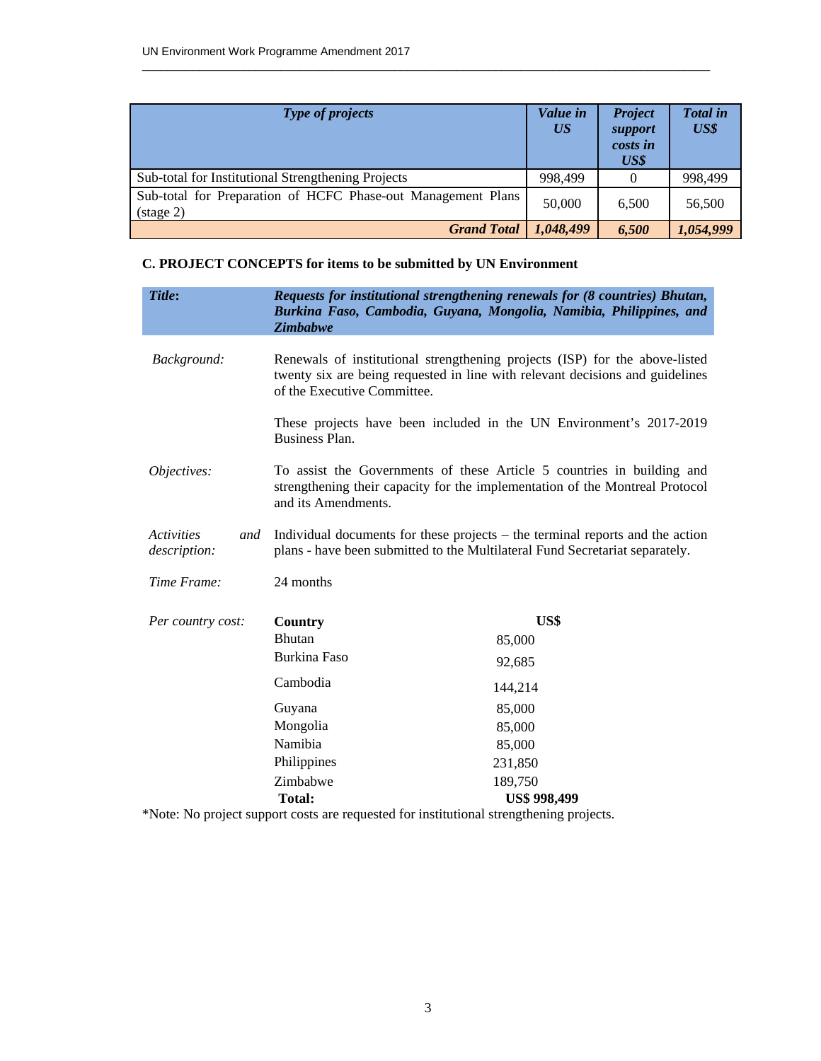| *Type of projects* | *Value in US* | *Project support costs in US$* | *Total in US$* |
|---|---|---|---|
| Sub-total for Institutional Strengthening Projects | 998,499 | 0 | 998,499 |
| Sub-total for Preparation of HCFC Phase-out Management Plans (stage 2) | 50,000 | 6,500 | 56,500 |
| ***Grand Total*** | ***1,048,499*** | ***6,500*** | ***1,054,999*** |

**C. PROJECT CONCEPTS for items to be submitted by UN Environment**

| ***Title*:** | ***Requests for institutional strengthening renewals for (8 countries) Bhutan, Burkina Faso, Cambodia, Guyana, Mongolia, Namibia, Philippines, and Zimbabwe*** |
|---|---|
| *Background:* | Renewals of institutional strengthening projects (ISP) for the above-listed twenty six are being requested in line with relevant decisions and guidelines of the Executive Committee.<br><br>These projects have been included in the UN Environment's 2017-2019 Business Plan. |
| *Objectives:* | To assist the Governments of these Article 5 countries in building and strengthening their capacity for the implementation of the Montreal Protocol and its Amendments. |
| *Activities and description:* | Individual documents for these projects – the terminal reports and the action plans - have been submitted to the Multilateral Fund Secretariat separately. |
| *Time Frame:* | 24 months |

*Per country cost:*

| **Country** | **US$** |
|---|---|
| Bhutan | 85,000 |
| Burkina Faso | 92,685 |
| Cambodia | 144,214 |
| Guyana | 85,000 |
| Mongolia | 85,000 |
| Namibia | 85,000 |
| Philippines | 231,850 |
| Zimbabwe | 189,750 |
| **Total:** | **US$ 998,499** |

*Note: No project support costs are requested for institutional strengthening projects.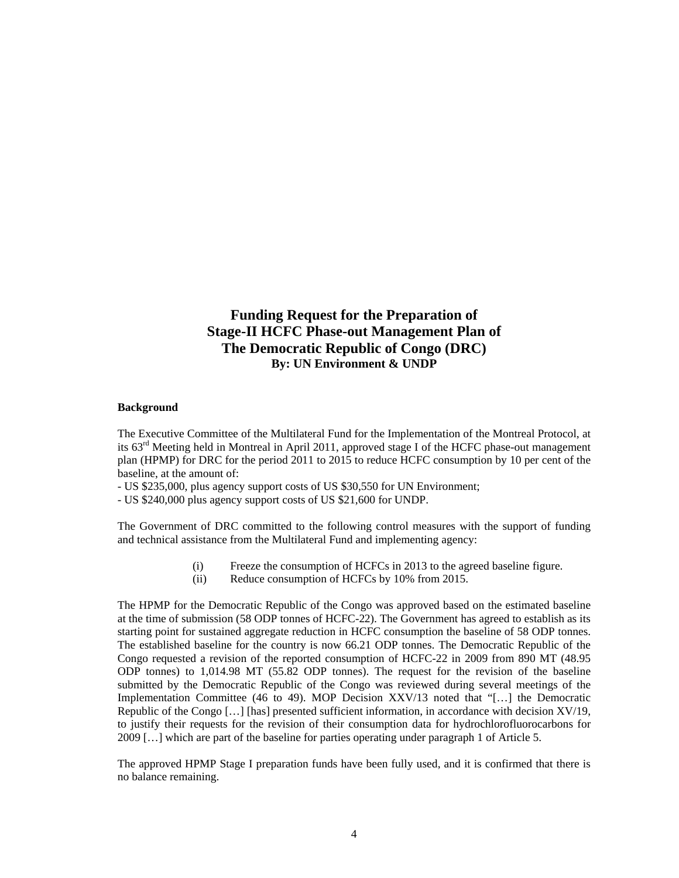# Funding Request for the Preparation of Stage-II HCFC Phase-out Management Plan of The Democratic Republic of Congo (DRC)

**By: UN Environment & UNDP**

**Background**

The Executive Committee of the Multilateral Fund for the Implementation of the Montreal Protocol, at its 63rd Meeting held in Montreal in April 2011, approved stage I of the HCFC phase-out management plan (HPMP) for DRC for the period 2011 to 2015 to reduce HCFC consumption by 10 per cent of the baseline, at the amount of:

- US $235,000, plus agency support costs of US $30,550 for UN Environment;
- US $240,000 plus agency support costs of US $21,600 for UNDP.

The Government of DRC committed to the following control measures with the support of funding and technical assistance from the Multilateral Fund and implementing agency:

(i) Freeze the consumption of HCFCs in 2013 to the agreed baseline figure.

(ii) Reduce consumption of HCFCs by 10% from 2015.

The HPMP for the Democratic Republic of the Congo was approved based on the estimated baseline at the time of submission (58 ODP tonnes of HCFC-22). The Government has agreed to establish as its starting point for sustained aggregate reduction in HCFC consumption the baseline of 58 ODP tonnes. The established baseline for the country is now 66.21 ODP tonnes. The Democratic Republic of the Congo requested a revision of the reported consumption of HCFC-22 in 2009 from 890 MT (48.95 ODP tonnes) to 1,014.98 MT (55.82 ODP tonnes). The request for the revision of the baseline submitted by the Democratic Republic of the Congo was reviewed during several meetings of the Implementation Committee (46 to 49). MOP Decision XXV/13 noted that "[…] the Democratic Republic of the Congo […] [has] presented sufficient information, in accordance with decision XV/19, to justify their requests for the revision of their consumption data for hydrochlorofluorocarbons for 2009 […] which are part of the baseline for parties operating under paragraph 1 of Article 5.

The approved HPMP Stage I preparation funds have been fully used, and it is confirmed that there is no balance remaining.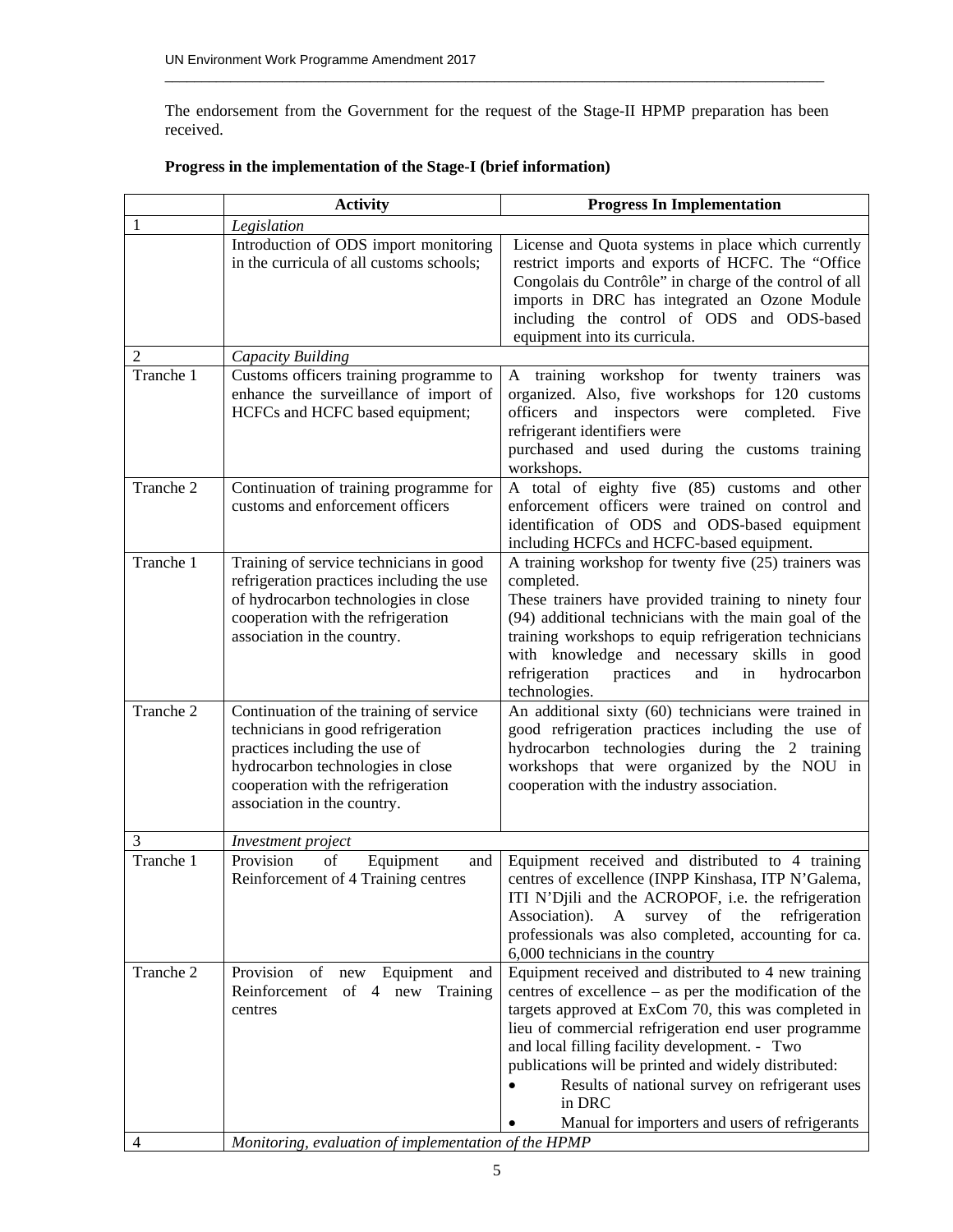The endorsement from the Government for the request of the Stage-II HPMP preparation has been received.

**Progress in the implementation of the Stage-I (brief information)**

| | Activity | Progress In Implementation |
|---|---|---|
| 1 | *Legislation* | |
| | Introduction of ODS import monitoring in the curricula of all customs schools; | License and Quota systems in place which currently restrict imports and exports of HCFC. The "Office Congolais du Contrôle" in charge of the control of all imports in DRC has integrated an Ozone Module including the control of ODS and ODS-based equipment into its curricula. |
| 2 | *Capacity Building* | |
| Tranche 1 | Customs officers training programme to enhance the surveillance of import of HCFCs and HCFC based equipment; | A training workshop for twenty trainers was organized. Also, five workshops for 120 customs officers and inspectors were completed. Five refrigerant identifiers were purchased and used during the customs training workshops. |
| Tranche 2 | Continuation of training programme for customs and enforcement officers | A total of eighty five (85) customs and other enforcement officers were trained on control and identification of ODS and ODS-based equipment including HCFCs and HCFC-based equipment. |
| Tranche 1 | Training of service technicians in good refrigeration practices including the use of hydrocarbon technologies in close cooperation with the refrigeration association in the country. | A training workshop for twenty five (25) trainers was completed. These trainers have provided training to ninety four (94) additional technicians with the main goal of the training workshops to equip refrigeration technicians with knowledge and necessary skills in good refrigeration practices and in hydrocarbon technologies. |
| Tranche 2 | Continuation of the training of service technicians in good refrigeration practices including the use of hydrocarbon technologies in close cooperation with the refrigeration association in the country. | An additional sixty (60) technicians were trained in good refrigeration practices including the use of hydrocarbon technologies during the 2 training workshops that were organized by the NOU in cooperation with the industry association. |
| 3 | *Investment project* | |
| Tranche 1 | Provision of Equipment and Reinforcement of 4 Training centres | Equipment received and distributed to 4 training centres of excellence (INPP Kinshasa, ITP N'Galema, ITI N'Djili and the ACROPOF, i.e. the refrigeration Association). A survey of the refrigeration professionals was also completed, accounting for ca. 6,000 technicians in the country |
| Tranche 2 | Provision of new Equipment and Reinforcement of 4 new Training centres | Equipment received and distributed to 4 new training centres of excellence – as per the modification of the targets approved at ExCom 70, this was completed in lieu of commercial refrigeration end user programme and local filling facility development. - Two publications will be printed and widely distributed: <br>• Results of national survey on refrigerant uses in DRC <br>• Manual for importers and users of refrigerants |
| 4 | *Monitoring, evaluation of implementation of the HPMP* | |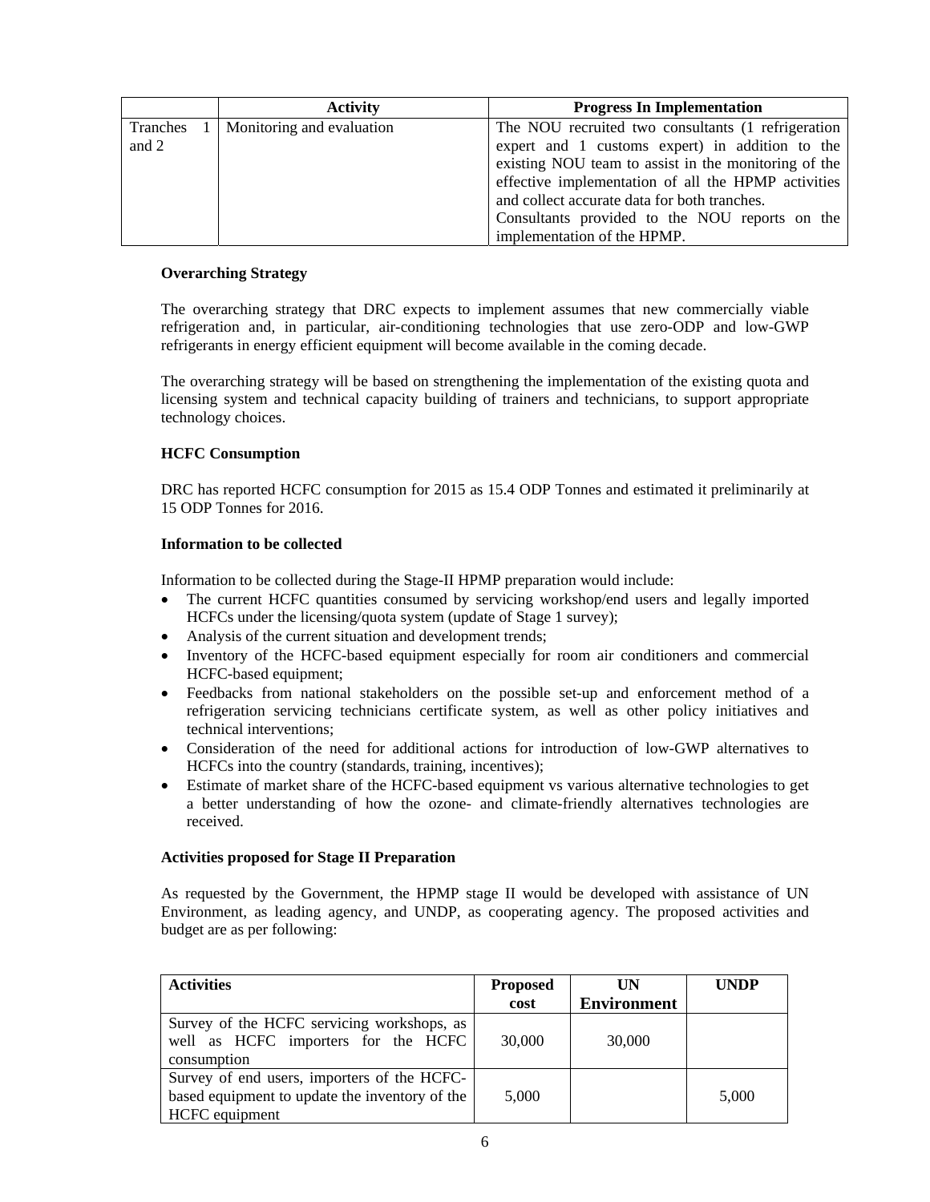| | Activity | Progress In Implementation |
|---|---|---|
| Tranches 1 and 2 | Monitoring and evaluation | The NOU recruited two consultants (1 refrigeration expert and 1 customs expert) in addition to the existing NOU team to assist in the monitoring of the effective implementation of all the HPMP activities and collect accurate data for both tranches. Consultants provided to the NOU reports on the implementation of the HPMP. |

**Overarching Strategy**

The overarching strategy that DRC expects to implement assumes that new commercially viable refrigeration and, in particular, air-conditioning technologies that use zero-ODP and low-GWP refrigerants in energy efficient equipment will become available in the coming decade.

The overarching strategy will be based on strengthening the implementation of the existing quota and licensing system and technical capacity building of trainers and technicians, to support appropriate technology choices.

**HCFC Consumption**

DRC has reported HCFC consumption for 2015 as 15.4 ODP Tonnes and estimated it preliminarily at 15 ODP Tonnes for 2016.

**Information to be collected**

Information to be collected during the Stage-II HPMP preparation would include:

- The current HCFC quantities consumed by servicing workshop/end users and legally imported HCFCs under the licensing/quota system (update of Stage 1 survey);
- Analysis of the current situation and development trends;
- Inventory of the HCFC-based equipment especially for room air conditioners and commercial HCFC-based equipment;
- Feedbacks from national stakeholders on the possible set-up and enforcement method of a refrigeration servicing technicians certificate system, as well as other policy initiatives and technical interventions;
- Consideration of the need for additional actions for introduction of low-GWP alternatives to HCFCs into the country (standards, training, incentives);
- Estimate of market share of the HCFC-based equipment vs various alternative technologies to get a better understanding of how the ozone- and climate-friendly alternatives technologies are received.

**Activities proposed for Stage II Preparation**

As requested by the Government, the HPMP stage II would be developed with assistance of UN Environment, as leading agency, and UNDP, as cooperating agency. The proposed activities and budget are as per following:

| Activities | Proposed cost | UN Environment | UNDP |
|---|---|---|---|
| Survey of the HCFC servicing workshops, as well as HCFC importers for the HCFC consumption | 30,000 | 30,000 | |
| Survey of end users, importers of the HCFC-based equipment to update the inventory of the HCFC equipment | 5,000 | | 5,000 |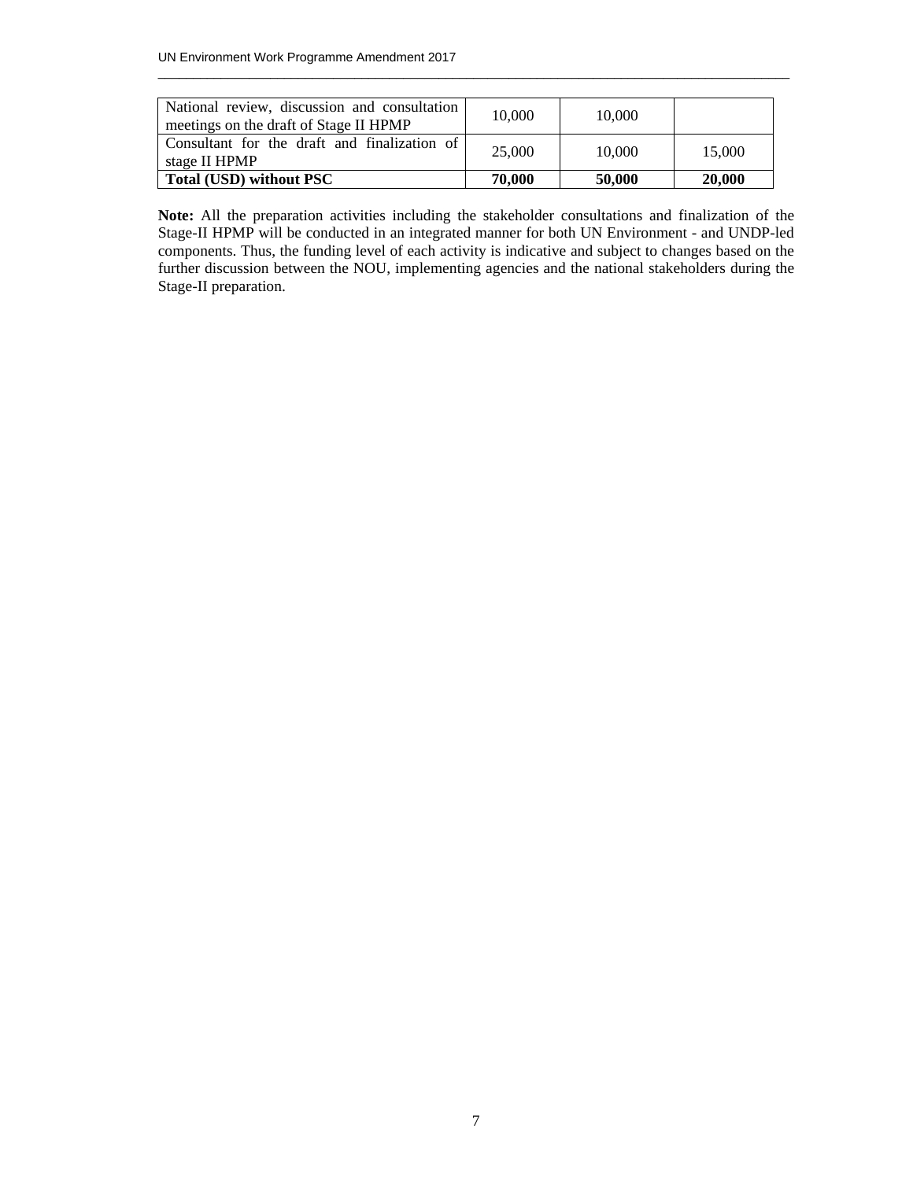| | | | |
|---|---|---|---|
| National review, discussion and consultation meetings on the draft of Stage II HPMP | 10,000 | 10,000 | |
| Consultant for the draft and finalization of stage II HPMP | 25,000 | 10,000 | 15,000 |
| **Total (USD) without PSC** | **70,000** | **50,000** | **20,000** |

**Note:** All the preparation activities including the stakeholder consultations and finalization of the Stage-II HPMP will be conducted in an integrated manner for both UN Environment - and UNDP-led components. Thus, the funding level of each activity is indicative and subject to changes based on the further discussion between the NOU, implementing agencies and the national stakeholders during the Stage-II preparation.